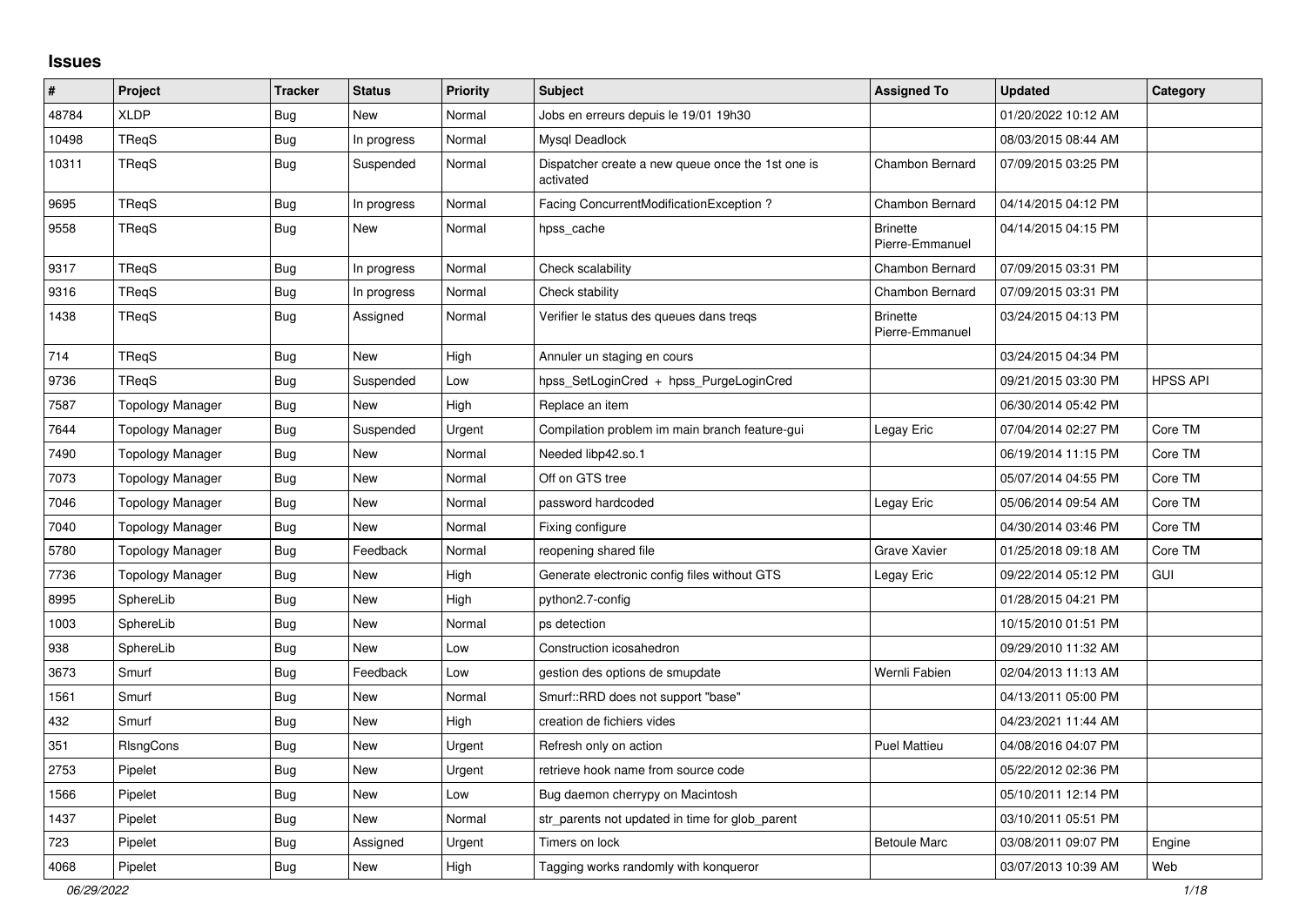# Issues

| # | Project | Tracker | Status | Priority | Subject | Assigned To | Updated | Category |
|---|---|---|---|---|---|---|---|---|
| 48784 | XLDP | Bug | New | Normal | Jobs en erreurs depuis le 19/01 19h30 | | 01/20/2022 10:12 AM | |
| 10498 | TReqS | Bug | In progress | Normal | Mysql Deadlock | | 08/03/2015 08:44 AM | |
| 10311 | TReqS | Bug | Suspended | Normal | Dispatcher create a new queue once the 1st one is activated | Chambon Bernard | 07/09/2015 03:25 PM | |
| 9695 | TReqS | Bug | In progress | Normal | Facing ConcurrentModificationException ? | Chambon Bernard | 04/14/2015 04:12 PM | |
| 9558 | TReqS | Bug | New | Normal | hpss_cache | Brinette Pierre-Emmanuel | 04/14/2015 04:15 PM | |
| 9317 | TReqS | Bug | In progress | Normal | Check scalability | Chambon Bernard | 07/09/2015 03:31 PM | |
| 9316 | TReqS | Bug | In progress | Normal | Check stability | Chambon Bernard | 07/09/2015 03:31 PM | |
| 1438 | TReqS | Bug | Assigned | Normal | Verifier le status des queues dans treqs | Brinette Pierre-Emmanuel | 03/24/2015 04:13 PM | |
| 714 | TReqS | Bug | New | High | Annuler un staging en cours | | 03/24/2015 04:34 PM | |
| 9736 | TReqS | Bug | Suspended | Low | hpss_SetLoginCred + hpss_PurgeLoginCred | | 09/21/2015 03:30 PM | HPSS API |
| 7587 | Topology Manager | Bug | New | High | Replace an item | | 06/30/2014 05:42 PM | |
| 7644 | Topology Manager | Bug | Suspended | Urgent | Compilation problem im main branch feature-gui | Legay Eric | 07/04/2014 02:27 PM | Core TM |
| 7490 | Topology Manager | Bug | New | Normal | Needed libp42.so.1 | | 06/19/2014 11:15 PM | Core TM |
| 7073 | Topology Manager | Bug | New | Normal | Off on GTS tree | | 05/07/2014 04:55 PM | Core TM |
| 7046 | Topology Manager | Bug | New | Normal | password hardcoded | Legay Eric | 05/06/2014 09:54 AM | Core TM |
| 7040 | Topology Manager | Bug | New | Normal | Fixing configure | | 04/30/2014 03:46 PM | Core TM |
| 5780 | Topology Manager | Bug | Feedback | Normal | reopening shared file | Grave Xavier | 01/25/2018 09:18 AM | Core TM |
| 7736 | Topology Manager | Bug | New | High | Generate electronic config files without GTS | Legay Eric | 09/22/2014 05:12 PM | GUI |
| 8995 | SphereLib | Bug | New | High | python2.7-config | | 01/28/2015 04:21 PM | |
| 1003 | SphereLib | Bug | New | Normal | ps detection | | 10/15/2010 01:51 PM | |
| 938 | SphereLib | Bug | New | Low | Construction icosahedron | | 09/29/2010 11:32 AM | |
| 3673 | Smurf | Bug | Feedback | Low | gestion des options de smupdate | Wernli Fabien | 02/04/2013 11:13 AM | |
| 1561 | Smurf | Bug | New | Normal | Smurf::RRD does not support "base" | | 04/13/2011 05:00 PM | |
| 432 | Smurf | Bug | New | High | creation de fichiers vides | | 04/23/2021 11:44 AM | |
| 351 | RIsngCons | Bug | New | Urgent | Refresh only on action | Puel Mattieu | 04/08/2016 04:07 PM | |
| 2753 | Pipelet | Bug | New | Urgent | retrieve hook name from source code | | 05/22/2012 02:36 PM | |
| 1566 | Pipelet | Bug | New | Low | Bug daemon cherrypy on Macintosh | | 05/10/2011 12:14 PM | |
| 1437 | Pipelet | Bug | New | Normal | str_parents not updated in time for glob_parent | | 03/10/2011 05:51 PM | |
| 723 | Pipelet | Bug | Assigned | Urgent | Timers on lock | Betoule Marc | 03/08/2011 09:07 PM | Engine |
| 4068 | Pipelet | Bug | New | High | Tagging works randomly with konqueror | | 03/07/2013 10:39 AM | Web |

*06/29/2022*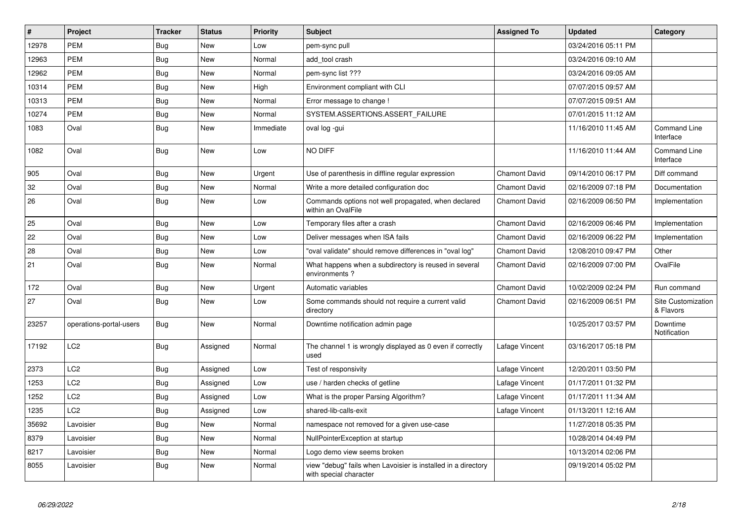| # | Project | Tracker | Status | Priority | Subject | Assigned To | Updated | Category |
|---|---|---|---|---|---|---|---|---|
| 12978 | PEM | Bug | New | Low | pem-sync pull | | 03/24/2016 05:11 PM | |
| 12963 | PEM | Bug | New | Normal | add_tool crash | | 03/24/2016 09:10 AM | |
| 12962 | PEM | Bug | New | Normal | pem-sync list ??? | | 03/24/2016 09:05 AM | |
| 10314 | PEM | Bug | New | High | Environment compliant with CLI | | 07/07/2015 09:57 AM | |
| 10313 | PEM | Bug | New | Normal | Error message to change ! | | 07/07/2015 09:51 AM | |
| 10274 | PEM | Bug | New | Normal | SYSTEM.ASSERTIONS.ASSERT_FAILURE | | 07/01/2015 11:12 AM | |
| 1083 | Oval | Bug | New | Immediate | oval log -gui | | 11/16/2010 11:45 AM | Command Line Interface |
| 1082 | Oval | Bug | New | Low | NO DIFF | | 11/16/2010 11:44 AM | Command Line Interface |
| 905 | Oval | Bug | New | Urgent | Use of parenthesis in diffline regular expression | Chamont David | 09/14/2010 06:17 PM | Diff command |
| 32 | Oval | Bug | New | Normal | Write a more detailed configuration doc | Chamont David | 02/16/2009 07:18 PM | Documentation |
| 26 | Oval | Bug | New | Low | Commands options not well propagated, when declared within an OvalFile | Chamont David | 02/16/2009 06:50 PM | Implementation |
| 25 | Oval | Bug | New | Low | Temporary files after a crash | Chamont David | 02/16/2009 06:46 PM | Implementation |
| 22 | Oval | Bug | New | Low | Deliver messages when ISA fails | Chamont David | 02/16/2009 06:22 PM | Implementation |
| 28 | Oval | Bug | New | Low | "oval validate" should remove differences in "oval log" | Chamont David | 12/08/2010 09:47 PM | Other |
| 21 | Oval | Bug | New | Normal | What happens when a subdirectory is reused in several environments ? | Chamont David | 02/16/2009 07:00 PM | OvalFile |
| 172 | Oval | Bug | New | Urgent | Automatic variables | Chamont David | 10/02/2009 02:24 PM | Run command |
| 27 | Oval | Bug | New | Low | Some commands should not require a current valid directory | Chamont David | 02/16/2009 06:51 PM | Site Customization & Flavors |
| 23257 | operations-portal-users | Bug | New | Normal | Downtime notification admin page | | 10/25/2017 03:57 PM | Downtime Notification |
| 17192 | LC2 | Bug | Assigned | Normal | The channel 1 is wrongly displayed as 0 even if correctly used | Lafage Vincent | 03/16/2017 05:18 PM | |
| 2373 | LC2 | Bug | Assigned | Low | Test of responsivity | Lafage Vincent | 12/20/2011 03:50 PM | |
| 1253 | LC2 | Bug | Assigned | Low | use / harden checks of getline | Lafage Vincent | 01/17/2011 01:32 PM | |
| 1252 | LC2 | Bug | Assigned | Low | What is the proper Parsing Algorithm? | Lafage Vincent | 01/17/2011 11:34 AM | |
| 1235 | LC2 | Bug | Assigned | Low | shared-lib-calls-exit | Lafage Vincent | 01/13/2011 12:16 AM | |
| 35692 | Lavoisier | Bug | New | Normal | namespace not removed for a given use-case | | 11/27/2018 05:35 PM | |
| 8379 | Lavoisier | Bug | New | Normal | NullPointerException at startup | | 10/28/2014 04:49 PM | |
| 8217 | Lavoisier | Bug | New | Normal | Logo demo view seems broken | | 10/13/2014 02:06 PM | |
| 8055 | Lavoisier | Bug | New | Normal | view "debug" fails when Lavoisier is installed in a directory with special character | | 09/19/2014 05:02 PM | |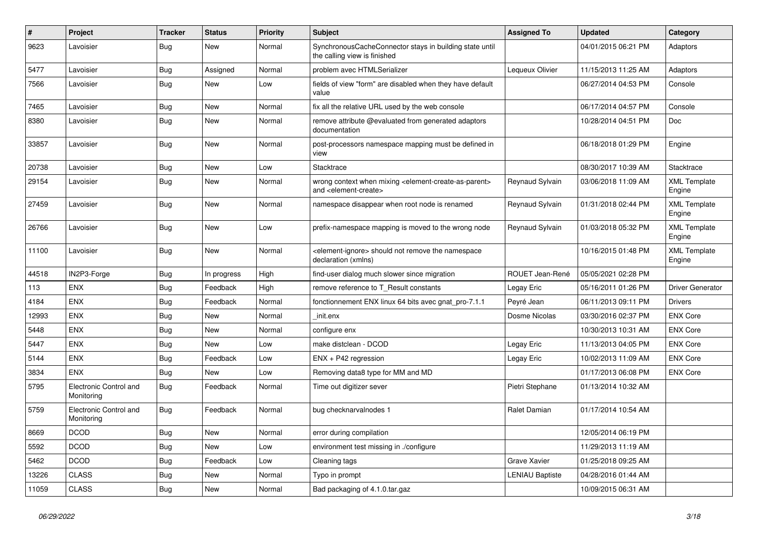| # | Project | Tracker | Status | Priority | Subject | Assigned To | Updated | Category |
|---|---|---|---|---|---|---|---|---|
| 9623 | Lavoisier | Bug | New | Normal | SynchronousCacheConnector stays in building state until the calling view is finished | | 04/01/2015 06:21 PM | Adaptors |
| 5477 | Lavoisier | Bug | Assigned | Normal | problem avec HTMLSerializer | Lequeux Olivier | 11/15/2013 11:25 AM | Adaptors |
| 7566 | Lavoisier | Bug | New | Low | fields of view "form" are disabled when they have default value | | 06/27/2014 04:53 PM | Console |
| 7465 | Lavoisier | Bug | New | Normal | fix all the relative URL used by the web console | | 06/17/2014 04:57 PM | Console |
| 8380 | Lavoisier | Bug | New | Normal | remove attribute @evaluated from generated adaptors documentation | | 10/28/2014 04:51 PM | Doc |
| 33857 | Lavoisier | Bug | New | Normal | post-processors namespace mapping must be defined in view | | 06/18/2018 01:29 PM | Engine |
| 20738 | Lavoisier | Bug | New | Low | Stacktrace | | 08/30/2017 10:39 AM | Stacktrace |
| 29154 | Lavoisier | Bug | New | Normal | wrong context when mixing <element-create-as-parent> and <element-create> | Reynaud Sylvain | 03/06/2018 11:09 AM | XML Template Engine |
| 27459 | Lavoisier | Bug | New | Normal | namespace disappear when root node is renamed | Reynaud Sylvain | 01/31/2018 02:44 PM | XML Template Engine |
| 26766 | Lavoisier | Bug | New | Low | prefix-namespace mapping is moved to the wrong node | Reynaud Sylvain | 01/03/2018 05:32 PM | XML Template Engine |
| 11100 | Lavoisier | Bug | New | Normal | <element-ignore> should not remove the namespace declaration (xmlns) | | 10/16/2015 01:48 PM | XML Template Engine |
| 44518 | IN2P3-Forge | Bug | In progress | High | find-user dialog much slower since migration | ROUET Jean-René | 05/05/2021 02:28 PM | |
| 113 | ENX | Bug | Feedback | High | remove reference to T_Result constants | Legay Eric | 05/16/2011 01:26 PM | Driver Generator |
| 4184 | ENX | Bug | Feedback | Normal | fonctionnement ENX linux 64 bits avec gnat_pro-7.1.1 | Peyré Jean | 06/11/2013 09:11 PM | Drivers |
| 12993 | ENX | Bug | New | Normal | _init.enx | Dosme Nicolas | 03/30/2016 02:37 PM | ENX Core |
| 5448 | ENX | Bug | New | Normal | configure enx | | 10/30/2013 10:31 AM | ENX Core |
| 5447 | ENX | Bug | New | Low | make distclean - DCOD | Legay Eric | 11/13/2013 04:05 PM | ENX Core |
| 5144 | ENX | Bug | Feedback | Low | ENX + P42 regression | Legay Eric | 10/02/2013 11:09 AM | ENX Core |
| 3834 | ENX | Bug | New | Low | Removing data8 type for MM and MD | | 01/17/2013 06:08 PM | ENX Core |
| 5795 | Electronic Control and Monitoring | Bug | Feedback | Normal | Time out digitizer sever | Pietri Stephane | 01/13/2014 10:32 AM | |
| 5759 | Electronic Control and Monitoring | Bug | Feedback | Normal | bug checknarvalnodes 1 | Ralet Damian | 01/17/2014 10:54 AM | |
| 8669 | DCOD | Bug | New | Normal | error during compilation | | 12/05/2014 06:19 PM | |
| 5592 | DCOD | Bug | New | Low | environment test missing in ./configure | | 11/29/2013 11:19 AM | |
| 5462 | DCOD | Bug | Feedback | Low | Cleaning tags | Grave Xavier | 01/25/2018 09:25 AM | |
| 13226 | CLASS | Bug | New | Normal | Typo in prompt | LENIAU Baptiste | 04/28/2016 01:44 AM | |
| 11059 | CLASS | Bug | New | Normal | Bad packaging of 4.1.0.tar.gaz | | 10/09/2015 06:31 AM | |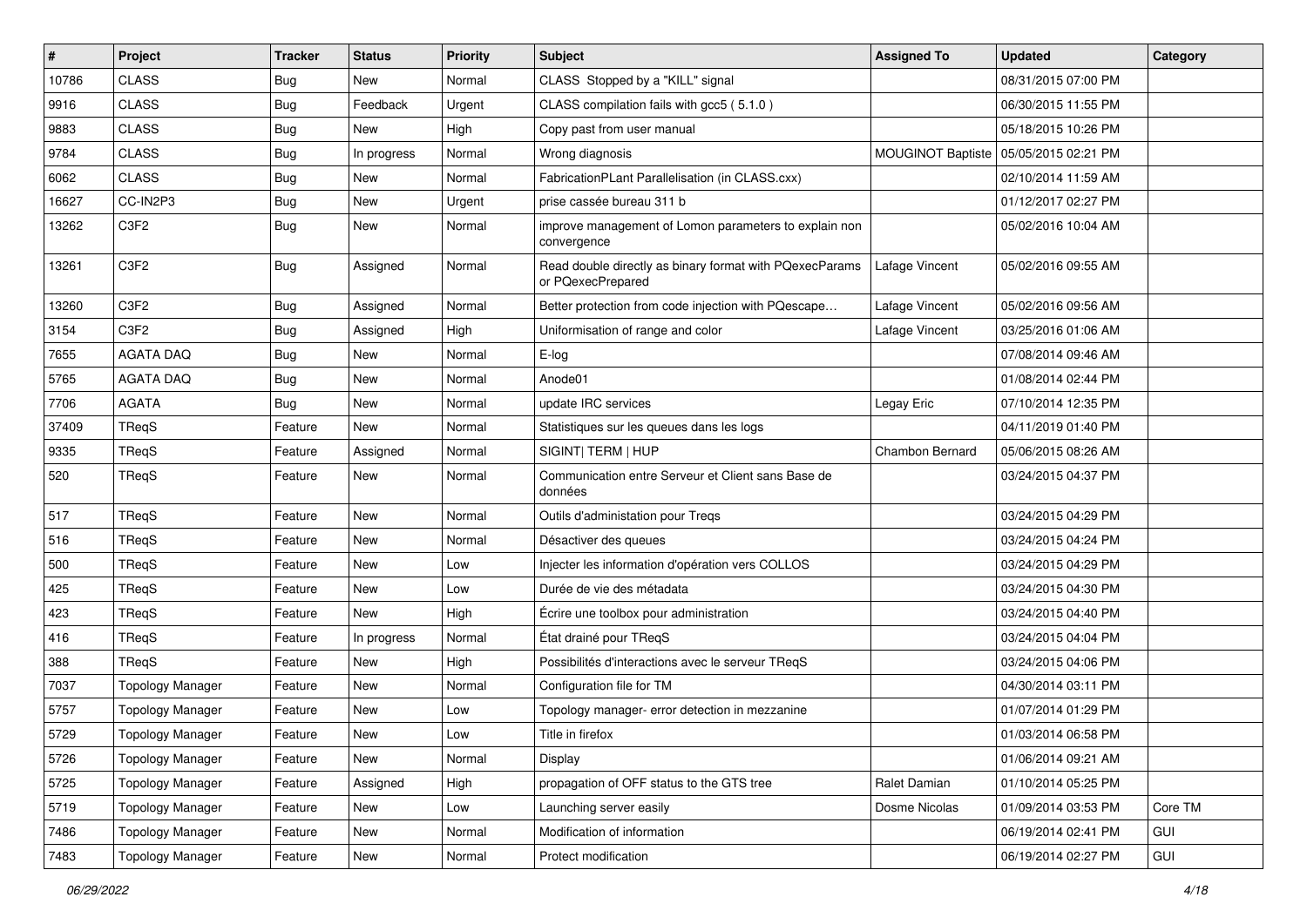| # | Project | Tracker | Status | Priority | Subject | Assigned To | Updated | Category |
|---|---|---|---|---|---|---|---|---|
| 10786 | CLASS | Bug | New | Normal | CLASS  Stopped by a "KILL" signal | | 08/31/2015 07:00 PM | |
| 9916 | CLASS | Bug | Feedback | Urgent | CLASS compilation fails with gcc5 ( 5.1.0 ) | | 06/30/2015 11:55 PM | |
| 9883 | CLASS | Bug | New | High | Copy past from user manual | | 05/18/2015 10:26 PM | |
| 9784 | CLASS | Bug | In progress | Normal | Wrong diagnosis | MOUGINOT Baptiste | 05/05/2015 02:21 PM | |
| 6062 | CLASS | Bug | New | Normal | FabricationPLant Parallelisation (in CLASS.cxx) | | 02/10/2014 11:59 AM | |
| 16627 | CC-IN2P3 | Bug | New | Urgent | prise cassée bureau 311 b | | 01/12/2017 02:27 PM | |
| 13262 | C3F2 | Bug | New | Normal | improve management of Lomon parameters to explain non convergence | | 05/02/2016 10:04 AM | |
| 13261 | C3F2 | Bug | Assigned | Normal | Read double directly as binary format with PQexecParams or PQexecPrepared | Lafage Vincent | 05/02/2016 09:55 AM | |
| 13260 | C3F2 | Bug | Assigned | Normal | Better protection from code injection with PQescape… | Lafage Vincent | 05/02/2016 09:56 AM | |
| 3154 | C3F2 | Bug | Assigned | High | Uniformisation of range and color | Lafage Vincent | 03/25/2016 01:06 AM | |
| 7655 | AGATA DAQ | Bug | New | Normal | E-log | | 07/08/2014 09:46 AM | |
| 5765 | AGATA DAQ | Bug | New | Normal | Anode01 | | 01/08/2014 02:44 PM | |
| 7706 | AGATA | Bug | New | Normal | update IRC services | Legay Eric | 07/10/2014 12:35 PM | |
| 37409 | TReqS | Feature | New | Normal | Statistiques sur les queues dans les logs | | 04/11/2019 01:40 PM | |
| 9335 | TReqS | Feature | Assigned | Normal | SIGINT\| TERM \| HUP | Chambon Bernard | 05/06/2015 08:26 AM | |
| 520 | TReqS | Feature | New | Normal | Communication entre Serveur et Client sans Base de données | | 03/24/2015 04:37 PM | |
| 517 | TReqS | Feature | New | Normal | Outils d'administation pour Treqs | | 03/24/2015 04:29 PM | |
| 516 | TReqS | Feature | New | Normal | Désactiver des queues | | 03/24/2015 04:24 PM | |
| 500 | TReqS | Feature | New | Low | Injecter les information d'opération vers COLLOS | | 03/24/2015 04:29 PM | |
| 425 | TReqS | Feature | New | Low | Durée de vie des métadata | | 03/24/2015 04:30 PM | |
| 423 | TReqS | Feature | New | High | Écrire une toolbox pour administration | | 03/24/2015 04:40 PM | |
| 416 | TReqS | Feature | In progress | Normal | État drainé pour TReqS | | 03/24/2015 04:04 PM | |
| 388 | TReqS | Feature | New | High | Possibilités d'interactions avec le serveur TReqS | | 03/24/2015 04:06 PM | |
| 7037 | Topology Manager | Feature | New | Normal | Configuration file for TM | | 04/30/2014 03:11 PM | |
| 5757 | Topology Manager | Feature | New | Low | Topology manager- error detection in mezzanine | | 01/07/2014 01:29 PM | |
| 5729 | Topology Manager | Feature | New | Low | Title in firefox | | 01/03/2014 06:58 PM | |
| 5726 | Topology Manager | Feature | New | Normal | Display | | 01/06/2014 09:21 AM | |
| 5725 | Topology Manager | Feature | Assigned | High | propagation of OFF status to the GTS tree | Ralet Damian | 01/10/2014 05:25 PM | |
| 5719 | Topology Manager | Feature | New | Low | Launching server easily | Dosme Nicolas | 01/09/2014 03:53 PM | Core TM |
| 7486 | Topology Manager | Feature | New | Normal | Modification of information | | 06/19/2014 02:41 PM | GUI |
| 7483 | Topology Manager | Feature | New | Normal | Protect modification | | 06/19/2014 02:27 PM | GUI |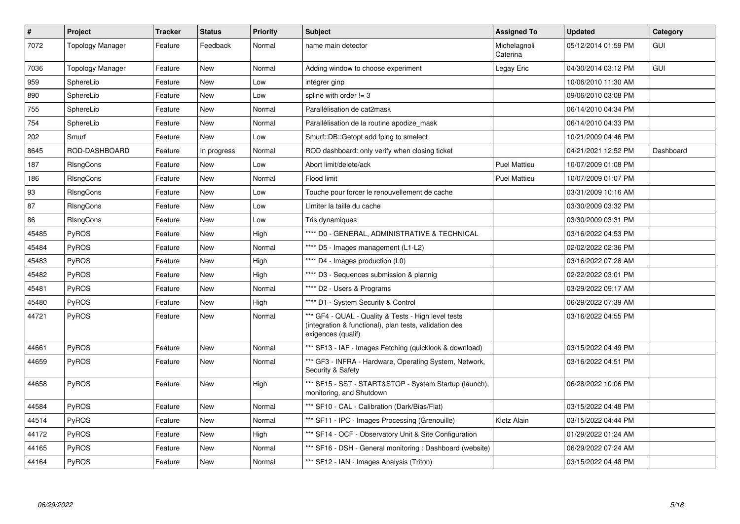| # | Project | Tracker | Status | Priority | Subject | Assigned To | Updated | Category |
|---|---|---|---|---|---|---|---|---|
| 7072 | Topology Manager | Feature | Feedback | Normal | name main detector | Michelagnoli Caterina | 05/12/2014 01:59 PM | GUI |
| 7036 | Topology Manager | Feature | New | Normal | Adding window to choose experiment | Legay Eric | 04/30/2014 03:12 PM | GUI |
| 959 | SphereLib | Feature | New | Low | intégrer ginp | | 10/06/2010 11:30 AM | |
| 890 | SphereLib | Feature | New | Low | spline with order != 3 | | 09/06/2010 03:08 PM | |
| 755 | SphereLib | Feature | New | Normal | Parallélisation de cat2mask | | 06/14/2010 04:34 PM | |
| 754 | SphereLib | Feature | New | Normal | Parallélisation de la routine apodize_mask | | 06/14/2010 04:33 PM | |
| 202 | Smurf | Feature | New | Low | Smurf::DB::Getopt add fping to smelect | | 10/21/2009 04:46 PM | |
| 8645 | ROD-DASHBOARD | Feature | In progress | Normal | ROD dashboard: only verify when closing ticket | | 04/21/2021 12:52 PM | Dashboard |
| 187 | RlsngCons | Feature | New | Low | Abort limit/delete/ack | Puel Mattieu | 10/07/2009 01:08 PM | |
| 186 | RlsngCons | Feature | New | Normal | Flood limit | Puel Mattieu | 10/07/2009 01:07 PM | |
| 93 | RlsngCons | Feature | New | Low | Touche pour forcer le renouvellement de cache | | 03/31/2009 10:16 AM | |
| 87 | RlsngCons | Feature | New | Low | Limiter la taille du cache | | 03/30/2009 03:32 PM | |
| 86 | RlsngCons | Feature | New | Low | Tris dynamiques | | 03/30/2009 03:31 PM | |
| 45485 | PyROS | Feature | New | High | **** D0 - GENERAL, ADMINISTRATIVE & TECHNICAL | | 03/16/2022 04:53 PM | |
| 45484 | PyROS | Feature | New | Normal | **** D5 - Images management (L1-L2) | | 02/02/2022 02:36 PM | |
| 45483 | PyROS | Feature | New | High | **** D4 - Images production (L0) | | 03/16/2022 07:28 AM | |
| 45482 | PyROS | Feature | New | High | **** D3 - Sequences submission & plannig | | 02/22/2022 03:01 PM | |
| 45481 | PyROS | Feature | New | Normal | **** D2 - Users & Programs | | 03/29/2022 09:17 AM | |
| 45480 | PyROS | Feature | New | High | **** D1 - System Security & Control | | 06/29/2022 07:39 AM | |
| 44721 | PyROS | Feature | New | Normal | *** GF4 - QUAL - Quality & Tests - High level tests (integration & functional), plan tests, validation des exigences (qualif) | | 03/16/2022 04:55 PM | |
| 44661 | PyROS | Feature | New | Normal | *** SF13 - IAF - Images Fetching (quicklook & download) | | 03/15/2022 04:49 PM | |
| 44659 | PyROS | Feature | New | Normal | *** GF3 - INFRA - Hardware, Operating System, Network, Security & Safety | | 03/16/2022 04:51 PM | |
| 44658 | PyROS | Feature | New | High | *** SF15 - SST - START&STOP - System Startup (launch), monitoring, and Shutdown | | 06/28/2022 10:06 PM | |
| 44584 | PyROS | Feature | New | Normal | *** SF10 - CAL - Calibration (Dark/Bias/Flat) | | 03/15/2022 04:48 PM | |
| 44514 | PyROS | Feature | New | Normal | *** SF11 - IPC - Images Processing (Grenouille) | Klotz Alain | 03/15/2022 04:44 PM | |
| 44172 | PyROS | Feature | New | High | *** SF14 - OCF - Observatory Unit & Site Configuration | | 01/29/2022 01:24 AM | |
| 44165 | PyROS | Feature | New | Normal | *** SF16 - DSH - General monitoring : Dashboard (website) | | 06/29/2022 07:24 AM | |
| 44164 | PyROS | Feature | New | Normal | *** SF12 - IAN - Images Analysis (Triton) | | 03/15/2022 04:48 PM | |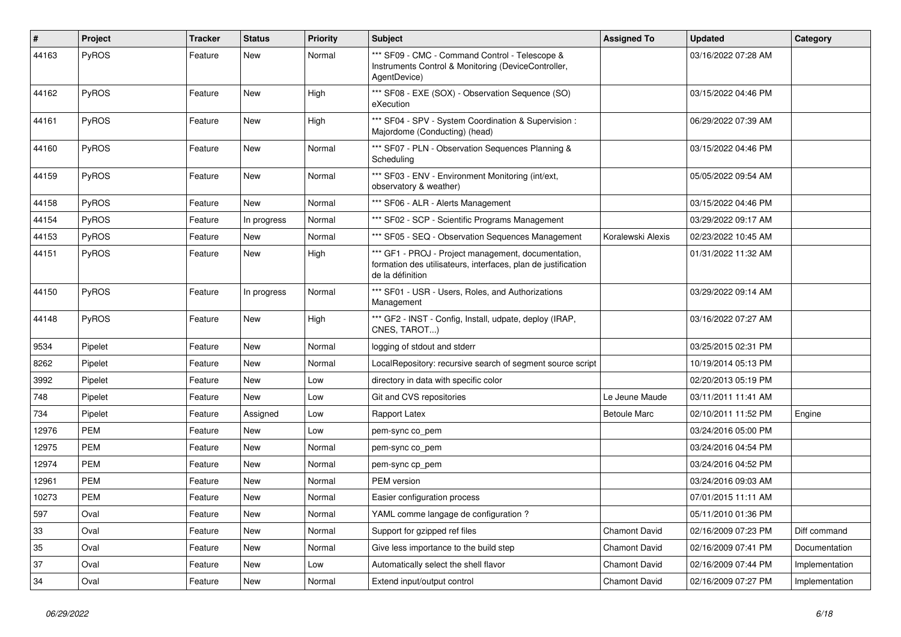| # | Project | Tracker | Status | Priority | Subject | Assigned To | Updated | Category |
|---|---|---|---|---|---|---|---|---|
| 44163 | PyROS | Feature | New | Normal | *** SF09 - CMC - Command Control - Telescope & Instruments Control & Monitoring (DeviceController, AgentDevice) | | 03/16/2022 07:28 AM | |
| 44162 | PyROS | Feature | New | High | *** SF08 - EXE (SOX) - Observation Sequence (SO) eXecution | | 03/15/2022 04:46 PM | |
| 44161 | PyROS | Feature | New | High | *** SF04 - SPV - System Coordination & Supervision : Majordome (Conducting) (head) | | 06/29/2022 07:39 AM | |
| 44160 | PyROS | Feature | New | Normal | *** SF07 - PLN - Observation Sequences Planning & Scheduling | | 03/15/2022 04:46 PM | |
| 44159 | PyROS | Feature | New | Normal | *** SF03 - ENV - Environment Monitoring (int/ext, observatory & weather) | | 05/05/2022 09:54 AM | |
| 44158 | PyROS | Feature | New | Normal | *** SF06 - ALR - Alerts Management | | 03/15/2022 04:46 PM | |
| 44154 | PyROS | Feature | In progress | Normal | *** SF02 - SCP - Scientific Programs Management | | 03/29/2022 09:17 AM | |
| 44153 | PyROS | Feature | New | Normal | *** SF05 - SEQ - Observation Sequences Management | Koralewski Alexis | 02/23/2022 10:45 AM | |
| 44151 | PyROS | Feature | New | High | *** GF1 - PROJ - Project management, documentation, formation des utilisateurs, interfaces, plan de justification de la définition | | 01/31/2022 11:32 AM | |
| 44150 | PyROS | Feature | In progress | Normal | *** SF01 - USR - Users, Roles, and Authorizations Management | | 03/29/2022 09:14 AM | |
| 44148 | PyROS | Feature | New | High | *** GF2 - INST - Config, Install, udpate, deploy (IRAP, CNES, TAROT...) | | 03/16/2022 07:27 AM | |
| 9534 | Pipelet | Feature | New | Normal | logging of stdout and stderr | | 03/25/2015 02:31 PM | |
| 8262 | Pipelet | Feature | New | Normal | LocalRepository: recursive search of segment source script | | 10/19/2014 05:13 PM | |
| 3992 | Pipelet | Feature | New | Low | directory in data with specific color | | 02/20/2013 05:19 PM | |
| 748 | Pipelet | Feature | New | Low | Git and CVS repositories | Le Jeune Maude | 03/11/2011 11:41 AM | |
| 734 | Pipelet | Feature | Assigned | Low | Rapport Latex | Betoule Marc | 02/10/2011 11:52 PM | Engine |
| 12976 | PEM | Feature | New | Low | pem-sync co_pem | | 03/24/2016 05:00 PM | |
| 12975 | PEM | Feature | New | Normal | pem-sync co_pem | | 03/24/2016 04:54 PM | |
| 12974 | PEM | Feature | New | Normal | pem-sync cp_pem | | 03/24/2016 04:52 PM | |
| 12961 | PEM | Feature | New | Normal | PEM version | | 03/24/2016 09:03 AM | |
| 10273 | PEM | Feature | New | Normal | Easier configuration process | | 07/01/2015 11:11 AM | |
| 597 | Oval | Feature | New | Normal | YAML comme langage de configuration ? | | 05/11/2010 01:36 PM | |
| 33 | Oval | Feature | New | Normal | Support for gzipped ref files | Chamont David | 02/16/2009 07:23 PM | Diff command |
| 35 | Oval | Feature | New | Normal | Give less importance to the build step | Chamont David | 02/16/2009 07:41 PM | Documentation |
| 37 | Oval | Feature | New | Low | Automatically select the shell flavor | Chamont David | 02/16/2009 07:44 PM | Implementation |
| 34 | Oval | Feature | New | Normal | Extend input/output control | Chamont David | 02/16/2009 07:27 PM | Implementation |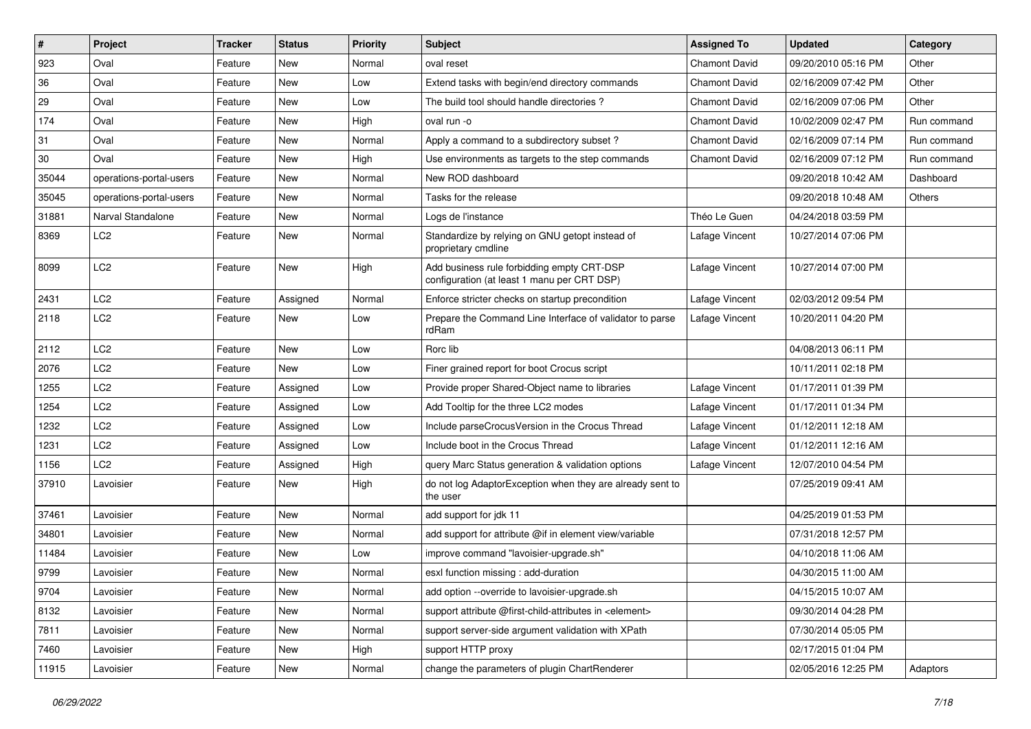| # | Project | Tracker | Status | Priority | Subject | Assigned To | Updated | Category |
|---|---|---|---|---|---|---|---|---|
| 923 | Oval | Feature | New | Normal | oval reset | Chamont David | 09/20/2010 05:16 PM | Other |
| 36 | Oval | Feature | New | Low | Extend tasks with begin/end directory commands | Chamont David | 02/16/2009 07:42 PM | Other |
| 29 | Oval | Feature | New | Low | The build tool should handle directories ? | Chamont David | 02/16/2009 07:06 PM | Other |
| 174 | Oval | Feature | New | High | oval run -o | Chamont David | 10/02/2009 02:47 PM | Run command |
| 31 | Oval | Feature | New | Normal | Apply a command to a subdirectory subset ? | Chamont David | 02/16/2009 07:14 PM | Run command |
| 30 | Oval | Feature | New | High | Use environments as targets to the step commands | Chamont David | 02/16/2009 07:12 PM | Run command |
| 35044 | operations-portal-users | Feature | New | Normal | New ROD dashboard | | 09/20/2018 10:42 AM | Dashboard |
| 35045 | operations-portal-users | Feature | New | Normal | Tasks for the release | | 09/20/2018 10:48 AM | Others |
| 31881 | Narval Standalone | Feature | New | Normal | Logs de l'instance | Théo Le Guen | 04/24/2018 03:59 PM | |
| 8369 | LC2 | Feature | New | Normal | Standardize by relying on GNU getopt instead of proprietary cmdline | Lafage Vincent | 10/27/2014 07:06 PM | |
| 8099 | LC2 | Feature | New | High | Add business rule forbidding empty CRT-DSP configuration (at least 1 manu per CRT DSP) | Lafage Vincent | 10/27/2014 07:00 PM | |
| 2431 | LC2 | Feature | Assigned | Normal | Enforce stricter checks on startup precondition | Lafage Vincent | 02/03/2012 09:54 PM | |
| 2118 | LC2 | Feature | New | Low | Prepare the Command Line Interface of validator to parse rdRam | Lafage Vincent | 10/20/2011 04:20 PM | |
| 2112 | LC2 | Feature | New | Low | Rorc lib | | 04/08/2013 06:11 PM | |
| 2076 | LC2 | Feature | New | Low | Finer grained report for boot Crocus script | | 10/11/2011 02:18 PM | |
| 1255 | LC2 | Feature | Assigned | Low | Provide proper Shared-Object name to libraries | Lafage Vincent | 01/17/2011 01:39 PM | |
| 1254 | LC2 | Feature | Assigned | Low | Add Tooltip for the three LC2 modes | Lafage Vincent | 01/17/2011 01:34 PM | |
| 1232 | LC2 | Feature | Assigned | Low | Include parseCrocusVersion in the Crocus Thread | Lafage Vincent | 01/12/2011 12:18 AM | |
| 1231 | LC2 | Feature | Assigned | Low | Include boot in the Crocus Thread | Lafage Vincent | 01/12/2011 12:16 AM | |
| 1156 | LC2 | Feature | Assigned | High | query Marc Status generation & validation options | Lafage Vincent | 12/07/2010 04:54 PM | |
| 37910 | Lavoisier | Feature | New | High | do not log AdaptorException when they are already sent to the user | | 07/25/2019 09:41 AM | |
| 37461 | Lavoisier | Feature | New | Normal | add support for jdk 11 | | 04/25/2019 01:53 PM | |
| 34801 | Lavoisier | Feature | New | Normal | add support for attribute @if in element view/variable | | 07/31/2018 12:57 PM | |
| 11484 | Lavoisier | Feature | New | Low | improve command "lavoisier-upgrade.sh" | | 04/10/2018 11:06 AM | |
| 9799 | Lavoisier | Feature | New | Normal | esxl function missing : add-duration | | 04/30/2015 11:00 AM | |
| 9704 | Lavoisier | Feature | New | Normal | add option --override to lavoisier-upgrade.sh | | 04/15/2015 10:07 AM | |
| 8132 | Lavoisier | Feature | New | Normal | support attribute @first-child-attributes in <element> | | 09/30/2014 04:28 PM | |
| 7811 | Lavoisier | Feature | New | Normal | support server-side argument validation with XPath | | 07/30/2014 05:05 PM | |
| 7460 | Lavoisier | Feature | New | High | support HTTP proxy | | 02/17/2015 01:04 PM | |
| 11915 | Lavoisier | Feature | New | Normal | change the parameters of plugin ChartRenderer | | 02/05/2016 12:25 PM | Adaptors |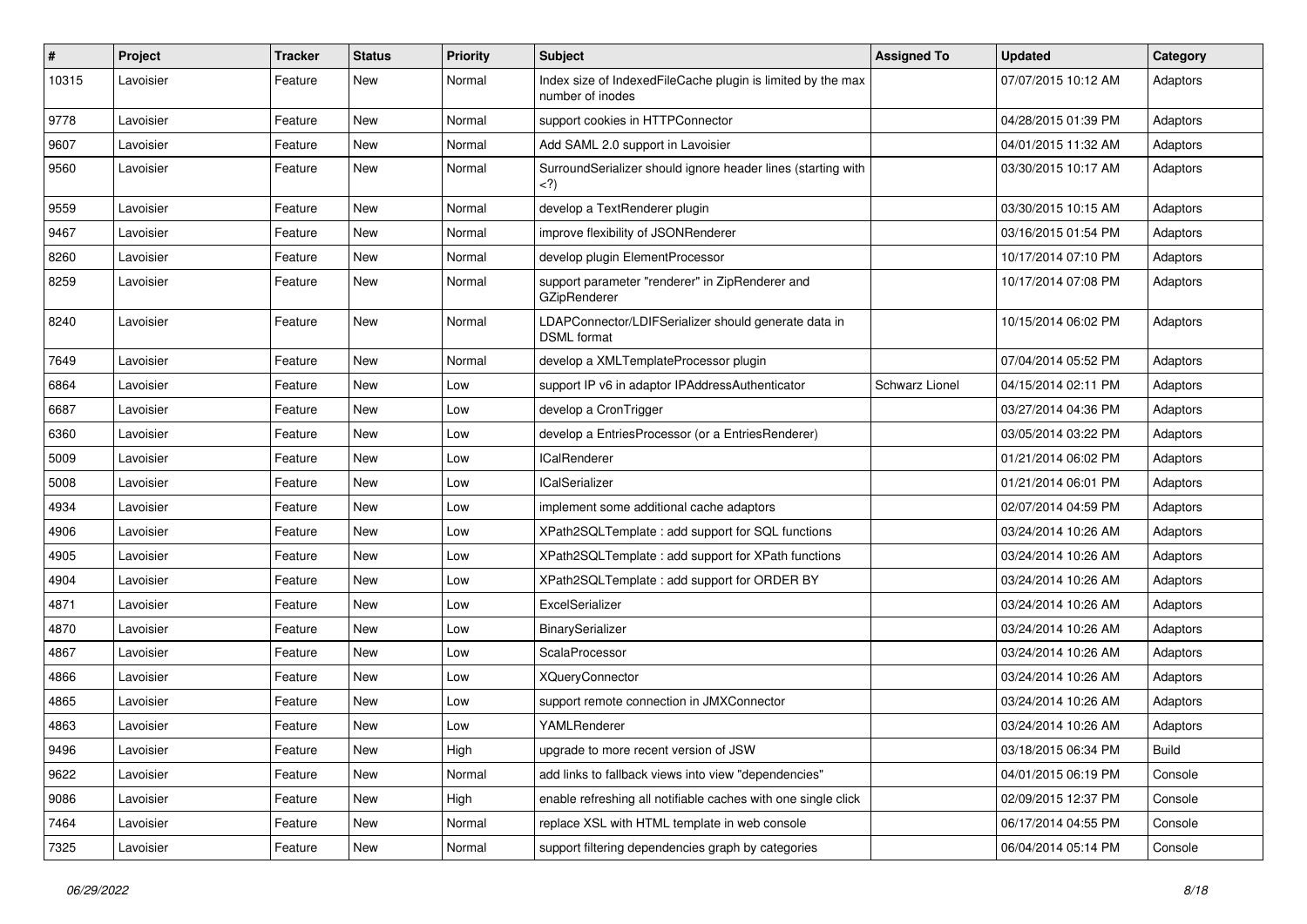| # | Project | Tracker | Status | Priority | Subject | Assigned To | Updated | Category |
|---|---|---|---|---|---|---|---|---|
| 10315 | Lavoisier | Feature | New | Normal | Index size of IndexedFileCache plugin is limited by the max number of inodes | | 07/07/2015 10:12 AM | Adaptors |
| 9778 | Lavoisier | Feature | New | Normal | support cookies in HTTPConnector | | 04/28/2015 01:39 PM | Adaptors |
| 9607 | Lavoisier | Feature | New | Normal | Add SAML 2.0 support in Lavoisier | | 04/01/2015 11:32 AM | Adaptors |
| 9560 | Lavoisier | Feature | New | Normal | SurroundSerializer should ignore header lines (starting with <?) | | 03/30/2015 10:17 AM | Adaptors |
| 9559 | Lavoisier | Feature | New | Normal | develop a TextRenderer plugin | | 03/30/2015 10:15 AM | Adaptors |
| 9467 | Lavoisier | Feature | New | Normal | improve flexibility of JSONRenderer | | 03/16/2015 01:54 PM | Adaptors |
| 8260 | Lavoisier | Feature | New | Normal | develop plugin ElementProcessor | | 10/17/2014 07:10 PM | Adaptors |
| 8259 | Lavoisier | Feature | New | Normal | support parameter "renderer" in ZipRenderer and GZipRenderer | | 10/17/2014 07:08 PM | Adaptors |
| 8240 | Lavoisier | Feature | New | Normal | LDAPConnector/LDIFSerializer should generate data in DSML format | | 10/15/2014 06:02 PM | Adaptors |
| 7649 | Lavoisier | Feature | New | Normal | develop a XMLTemplateProcessor plugin | | 07/04/2014 05:52 PM | Adaptors |
| 6864 | Lavoisier | Feature | New | Low | support IP v6 in adaptor IPAddressAuthenticator | Schwarz Lionel | 04/15/2014 02:11 PM | Adaptors |
| 6687 | Lavoisier | Feature | New | Low | develop a CronTrigger | | 03/27/2014 04:36 PM | Adaptors |
| 6360 | Lavoisier | Feature | New | Low | develop a EntriesProcessor (or a EntriesRenderer) | | 03/05/2014 03:22 PM | Adaptors |
| 5009 | Lavoisier | Feature | New | Low | ICalRenderer | | 01/21/2014 06:02 PM | Adaptors |
| 5008 | Lavoisier | Feature | New | Low | ICalSerializer | | 01/21/2014 06:01 PM | Adaptors |
| 4934 | Lavoisier | Feature | New | Low | implement some additional cache adaptors | | 02/07/2014 04:59 PM | Adaptors |
| 4906 | Lavoisier | Feature | New | Low | XPath2SQLTemplate : add support for SQL functions | | 03/24/2014 10:26 AM | Adaptors |
| 4905 | Lavoisier | Feature | New | Low | XPath2SQLTemplate : add support for XPath functions | | 03/24/2014 10:26 AM | Adaptors |
| 4904 | Lavoisier | Feature | New | Low | XPath2SQLTemplate : add support for ORDER BY | | 03/24/2014 10:26 AM | Adaptors |
| 4871 | Lavoisier | Feature | New | Low | ExcelSerializer | | 03/24/2014 10:26 AM | Adaptors |
| 4870 | Lavoisier | Feature | New | Low | BinarySerializer | | 03/24/2014 10:26 AM | Adaptors |
| 4867 | Lavoisier | Feature | New | Low | ScalaProcessor | | 03/24/2014 10:26 AM | Adaptors |
| 4866 | Lavoisier | Feature | New | Low | XQueryConnector | | 03/24/2014 10:26 AM | Adaptors |
| 4865 | Lavoisier | Feature | New | Low | support remote connection in JMXConnector | | 03/24/2014 10:26 AM | Adaptors |
| 4863 | Lavoisier | Feature | New | Low | YAMLRenderer | | 03/24/2014 10:26 AM | Adaptors |
| 9496 | Lavoisier | Feature | New | High | upgrade to more recent version of JSW | | 03/18/2015 06:34 PM | Build |
| 9622 | Lavoisier | Feature | New | Normal | add links to fallback views into view "dependencies" | | 04/01/2015 06:19 PM | Console |
| 9086 | Lavoisier | Feature | New | High | enable refreshing all notifiable caches with one single click | | 02/09/2015 12:37 PM | Console |
| 7464 | Lavoisier | Feature | New | Normal | replace XSL with HTML template in web console | | 06/17/2014 04:55 PM | Console |
| 7325 | Lavoisier | Feature | New | Normal | support filtering dependencies graph by categories | | 06/04/2014 05:14 PM | Console |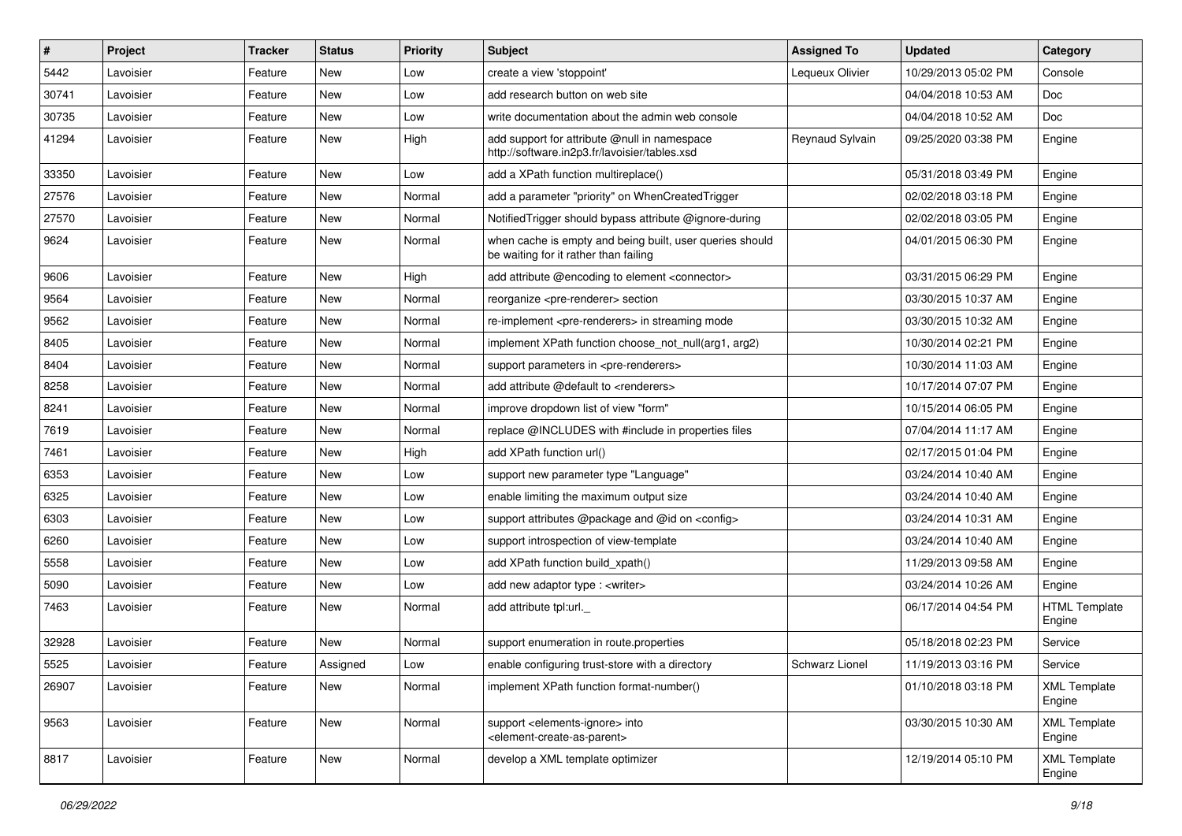| # | Project | Tracker | Status | Priority | Subject | Assigned To | Updated | Category |
|---|---|---|---|---|---|---|---|---|
| 5442 | Lavoisier | Feature | New | Low | create a view 'stoppoint' | Lequeux Olivier | 10/29/2013 05:02 PM | Console |
| 30741 | Lavoisier | Feature | New | Low | add research button on web site | | 04/04/2018 10:53 AM | Doc |
| 30735 | Lavoisier | Feature | New | Low | write documentation about the admin web console | | 04/04/2018 10:52 AM | Doc |
| 41294 | Lavoisier | Feature | New | High | add support for attribute @null in namespace http://software.in2p3.fr/lavoisier/tables.xsd | Reynaud Sylvain | 09/25/2020 03:38 PM | Engine |
| 33350 | Lavoisier | Feature | New | Low | add a XPath function multireplace() | | 05/31/2018 03:49 PM | Engine |
| 27576 | Lavoisier | Feature | New | Normal | add a parameter "priority" on WhenCreatedTrigger | | 02/02/2018 03:18 PM | Engine |
| 27570 | Lavoisier | Feature | New | Normal | NotifiedTrigger should bypass attribute @ignore-during | | 02/02/2018 03:05 PM | Engine |
| 9624 | Lavoisier | Feature | New | Normal | when cache is empty and being built, user queries should be waiting for it rather than failing | | 04/01/2015 06:30 PM | Engine |
| 9606 | Lavoisier | Feature | New | High | add attribute @encoding to element <connector> | | 03/31/2015 06:29 PM | Engine |
| 9564 | Lavoisier | Feature | New | Normal | reorganize <pre-renderer> section | | 03/30/2015 10:37 AM | Engine |
| 9562 | Lavoisier | Feature | New | Normal | re-implement <pre-renderers> in streaming mode | | 03/30/2015 10:32 AM | Engine |
| 8405 | Lavoisier | Feature | New | Normal | implement XPath function choose_not_null(arg1, arg2) | | 10/30/2014 02:21 PM | Engine |
| 8404 | Lavoisier | Feature | New | Normal | support parameters in <pre-renderers> | | 10/30/2014 11:03 AM | Engine |
| 8258 | Lavoisier | Feature | New | Normal | add attribute @default to <renderers> | | 10/17/2014 07:07 PM | Engine |
| 8241 | Lavoisier | Feature | New | Normal | improve dropdown list of view "form" | | 10/15/2014 06:05 PM | Engine |
| 7619 | Lavoisier | Feature | New | Normal | replace @INCLUDES with #include in properties files | | 07/04/2014 11:17 AM | Engine |
| 7461 | Lavoisier | Feature | New | High | add XPath function url() | | 02/17/2015 01:04 PM | Engine |
| 6353 | Lavoisier | Feature | New | Low | support new parameter type "Language" | | 03/24/2014 10:40 AM | Engine |
| 6325 | Lavoisier | Feature | New | Low | enable limiting the maximum output size | | 03/24/2014 10:40 AM | Engine |
| 6303 | Lavoisier | Feature | New | Low | support attributes @package and @id on <config> | | 03/24/2014 10:31 AM | Engine |
| 6260 | Lavoisier | Feature | New | Low | support introspection of view-template | | 03/24/2014 10:40 AM | Engine |
| 5558 | Lavoisier | Feature | New | Low | add XPath function build_xpath() | | 11/29/2013 09:58 AM | Engine |
| 5090 | Lavoisier | Feature | New | Low | add new adaptor type : <writer> | | 03/24/2014 10:26 AM | Engine |
| 7463 | Lavoisier | Feature | New | Normal | add attribute tpl:url._ | | 06/17/2014 04:54 PM | HTML Template Engine |
| 32928 | Lavoisier | Feature | New | Normal | support enumeration in route.properties | | 05/18/2018 02:23 PM | Service |
| 5525 | Lavoisier | Feature | Assigned | Low | enable configuring trust-store with a directory | Schwarz Lionel | 11/19/2013 03:16 PM | Service |
| 26907 | Lavoisier | Feature | New | Normal | implement XPath function format-number() | | 01/10/2018 03:18 PM | XML Template Engine |
| 9563 | Lavoisier | Feature | New | Normal | support <elements-ignore> into <element-create-as-parent> | | 03/30/2015 10:30 AM | XML Template Engine |
| 8817 | Lavoisier | Feature | New | Normal | develop a XML template optimizer | | 12/19/2014 05:10 PM | XML Template Engine |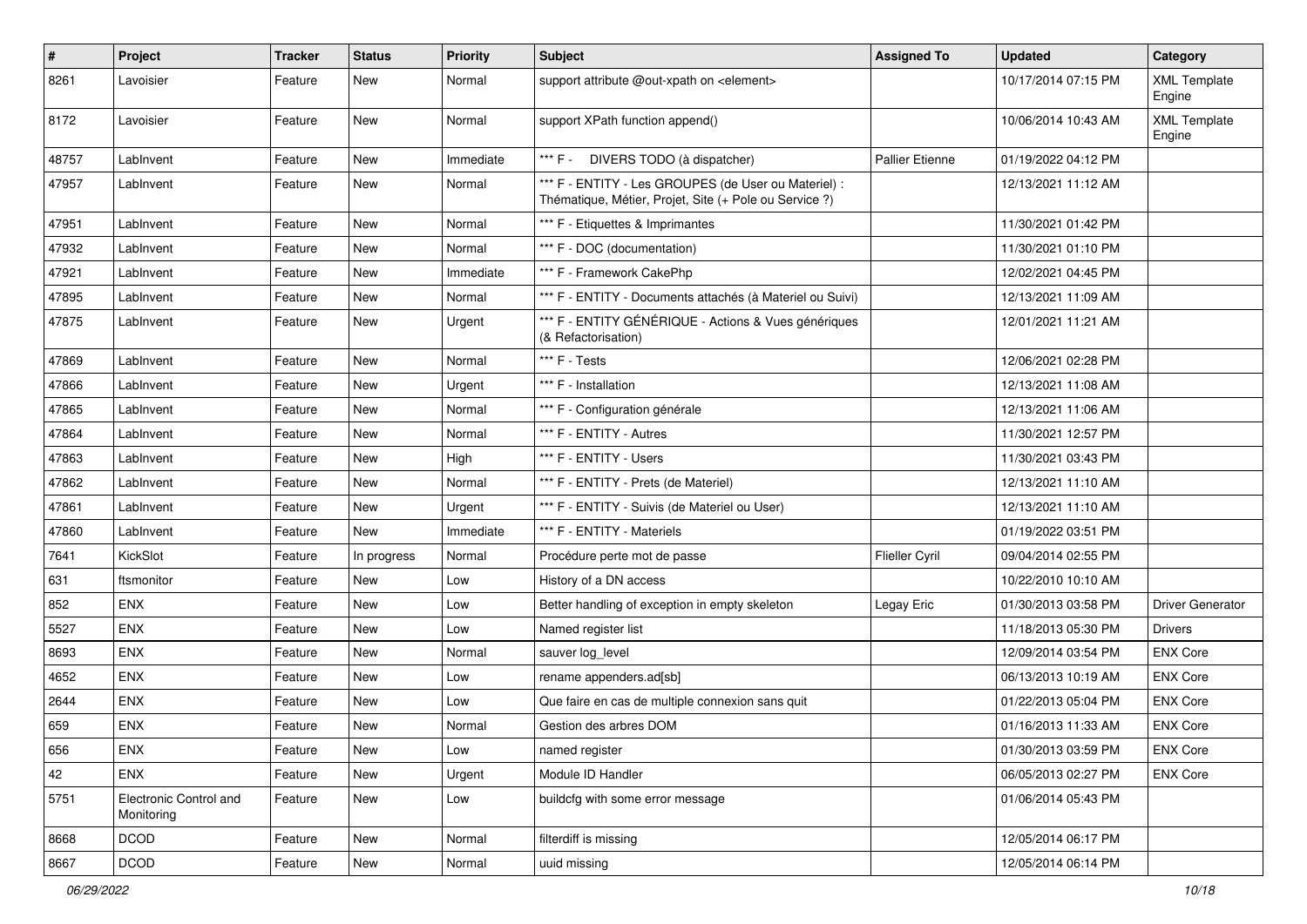| # | Project | Tracker | Status | Priority | Subject | Assigned To | Updated | Category |
|---|---|---|---|---|---|---|---|---|
| 8261 | Lavoisier | Feature | New | Normal | support attribute @out-xpath on <element> | | 10/17/2014 07:15 PM | XML Template Engine |
| 8172 | Lavoisier | Feature | New | Normal | support XPath function append() | | 10/06/2014 10:43 AM | XML Template Engine |
| 48757 | LabInvent | Feature | New | Immediate | *** F - DIVERS TODO (à dispatcher) | Pallier Etienne | 01/19/2022 04:12 PM | |
| 47957 | LabInvent | Feature | New | Normal | *** F - ENTITY - Les GROUPES (de User ou Materiel) : Thématique, Métier, Projet, Site (+ Pole ou Service ?) | | 12/13/2021 11:12 AM | |
| 47951 | LabInvent | Feature | New | Normal | *** F - Etiquettes & Imprimantes | | 11/30/2021 01:42 PM | |
| 47932 | LabInvent | Feature | New | Normal | *** F - DOC (documentation) | | 11/30/2021 01:10 PM | |
| 47921 | LabInvent | Feature | New | Immediate | *** F - Framework CakePhp | | 12/02/2021 04:45 PM | |
| 47895 | LabInvent | Feature | New | Normal | *** F - ENTITY - Documents attachés (à Materiel ou Suivi) | | 12/13/2021 11:09 AM | |
| 47875 | LabInvent | Feature | New | Urgent | *** F - ENTITY GÉNÉRIQUE - Actions & Vues génériques (& Refactorisation) | | 12/01/2021 11:21 AM | |
| 47869 | LabInvent | Feature | New | Normal | *** F - Tests | | 12/06/2021 02:28 PM | |
| 47866 | LabInvent | Feature | New | Urgent | *** F - Installation | | 12/13/2021 11:08 AM | |
| 47865 | LabInvent | Feature | New | Normal | *** F - Configuration générale | | 12/13/2021 11:06 AM | |
| 47864 | LabInvent | Feature | New | Normal | *** F - ENTITY - Autres | | 11/30/2021 12:57 PM | |
| 47863 | LabInvent | Feature | New | High | *** F - ENTITY - Users | | 11/30/2021 03:43 PM | |
| 47862 | LabInvent | Feature | New | Normal | *** F - ENTITY - Prets (de Materiel) | | 12/13/2021 11:10 AM | |
| 47861 | LabInvent | Feature | New | Urgent | *** F - ENTITY - Suivis (de Materiel ou User) | | 12/13/2021 11:10 AM | |
| 47860 | LabInvent | Feature | New | Immediate | *** F - ENTITY - Materiels | | 01/19/2022 03:51 PM | |
| 7641 | KickSlot | Feature | In progress | Normal | Procédure perte mot de passe | Flieller Cyril | 09/04/2014 02:55 PM | |
| 631 | ftsmonitor | Feature | New | Low | History of a DN access | | 10/22/2010 10:10 AM | |
| 852 | ENX | Feature | New | Low | Better handling of exception in empty skeleton | Legay Eric | 01/30/2013 03:58 PM | Driver Generator |
| 5527 | ENX | Feature | New | Low | Named register list | | 11/18/2013 05:30 PM | Drivers |
| 8693 | ENX | Feature | New | Normal | sauver log_level | | 12/09/2014 03:54 PM | ENX Core |
| 4652 | ENX | Feature | New | Low | rename appenders.ad[sb] | | 06/13/2013 10:19 AM | ENX Core |
| 2644 | ENX | Feature | New | Low | Que faire en cas de multiple connexion sans quit | | 01/22/2013 05:04 PM | ENX Core |
| 659 | ENX | Feature | New | Normal | Gestion des arbres DOM | | 01/16/2013 11:33 AM | ENX Core |
| 656 | ENX | Feature | New | Low | named register | | 01/30/2013 03:59 PM | ENX Core |
| 42 | ENX | Feature | New | Urgent | Module ID Handler | | 06/05/2013 02:27 PM | ENX Core |
| 5751 | Electronic Control and Monitoring | Feature | New | Low | buildcfg with some error message | | 01/06/2014 05:43 PM | |
| 8668 | DCOD | Feature | New | Normal | filterdiff is missing | | 12/05/2014 06:17 PM | |
| 8667 | DCOD | Feature | New | Normal | uuid missing | | 12/05/2014 06:14 PM | |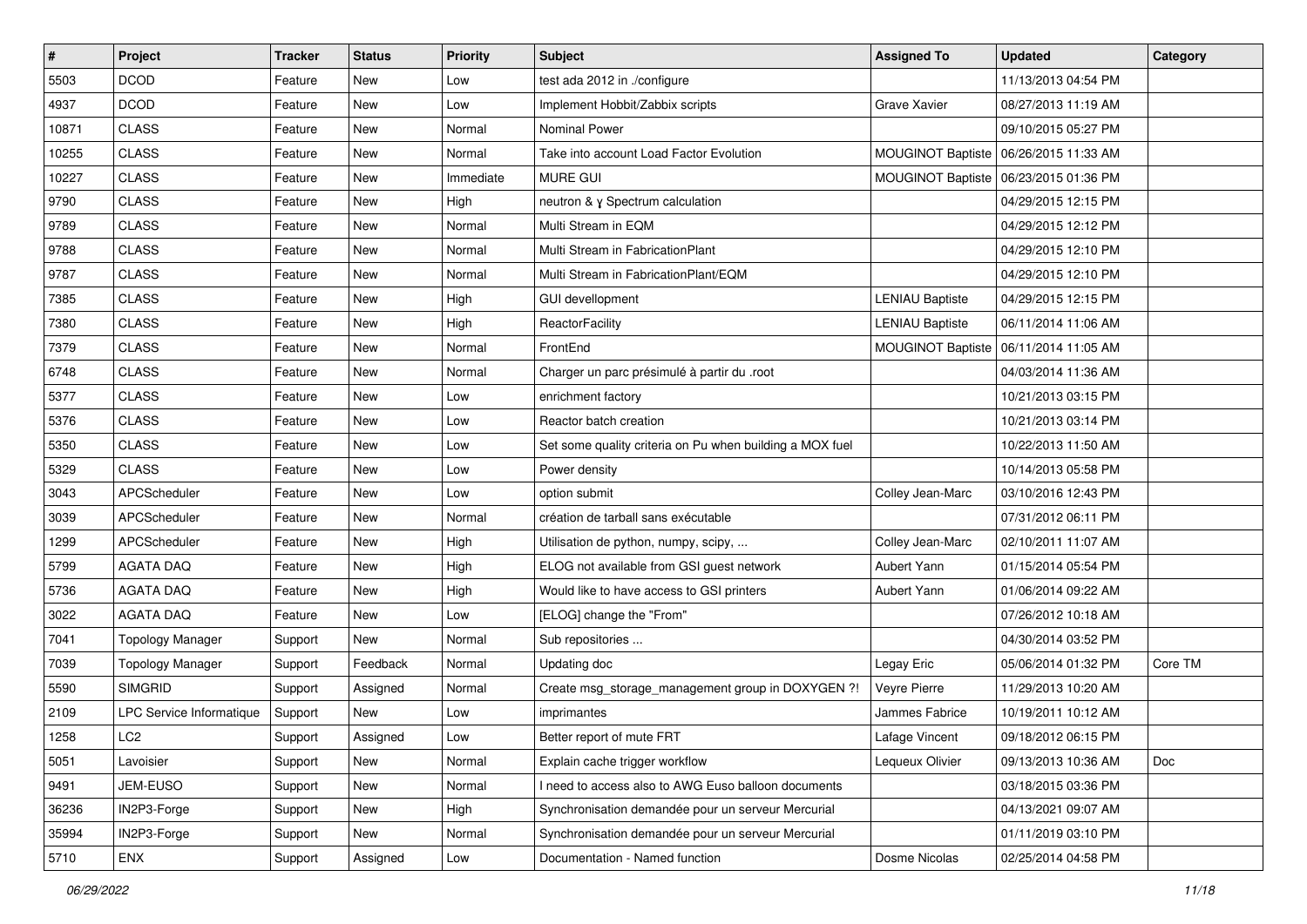| # | Project | Tracker | Status | Priority | Subject | Assigned To | Updated | Category |
|---|---|---|---|---|---|---|---|---|
| 5503 | DCOD | Feature | New | Low | test ada 2012 in ./configure | | 11/13/2013 04:54 PM | |
| 4937 | DCOD | Feature | New | Low | Implement Hobbit/Zabbix scripts | Grave Xavier | 08/27/2013 11:19 AM | |
| 10871 | CLASS | Feature | New | Normal | Nominal Power | | 09/10/2015 05:27 PM | |
| 10255 | CLASS | Feature | New | Normal | Take into account Load Factor Evolution | MOUGINOT Baptiste | 06/26/2015 11:33 AM | |
| 10227 | CLASS | Feature | New | Immediate | MURE GUI | MOUGINOT Baptiste | 06/23/2015 01:36 PM | |
| 9790 | CLASS | Feature | New | High | neutron & γ Spectrum calculation | | 04/29/2015 12:15 PM | |
| 9789 | CLASS | Feature | New | Normal | Multi Stream in EQM | | 04/29/2015 12:12 PM | |
| 9788 | CLASS | Feature | New | Normal | Multi Stream in FabricationPlant | | 04/29/2015 12:10 PM | |
| 9787 | CLASS | Feature | New | Normal | Multi Stream in FabricationPlant/EQM | | 04/29/2015 12:10 PM | |
| 7385 | CLASS | Feature | New | High | GUI devellopment | LENIAU Baptiste | 04/29/2015 12:15 PM | |
| 7380 | CLASS | Feature | New | High | ReactorFacility | LENIAU Baptiste | 06/11/2014 11:06 AM | |
| 7379 | CLASS | Feature | New | Normal | FrontEnd | MOUGINOT Baptiste | 06/11/2014 11:05 AM | |
| 6748 | CLASS | Feature | New | Normal | Charger un parc présimulé à partir du .root | | 04/03/2014 11:36 AM | |
| 5377 | CLASS | Feature | New | Low | enrichment factory | | 10/21/2013 03:15 PM | |
| 5376 | CLASS | Feature | New | Low | Reactor batch creation | | 10/21/2013 03:14 PM | |
| 5350 | CLASS | Feature | New | Low | Set some quality criteria on Pu when building a MOX fuel | | 10/22/2013 11:50 AM | |
| 5329 | CLASS | Feature | New | Low | Power density | | 10/14/2013 05:58 PM | |
| 3043 | APCScheduler | Feature | New | Low | option submit | Colley Jean-Marc | 03/10/2016 12:43 PM | |
| 3039 | APCScheduler | Feature | New | Normal | création de tarball sans exécutable | | 07/31/2012 06:11 PM | |
| 1299 | APCScheduler | Feature | New | High | Utilisation de python, numpy, scipy, ... | Colley Jean-Marc | 02/10/2011 11:07 AM | |
| 5799 | AGATA DAQ | Feature | New | High | ELOG not available from GSI guest network | Aubert Yann | 01/15/2014 05:54 PM | |
| 5736 | AGATA DAQ | Feature | New | High | Would like to have access to GSI printers | Aubert Yann | 01/06/2014 09:22 AM | |
| 3022 | AGATA DAQ | Feature | New | Low | [ELOG] change the "From" | | 07/26/2012 10:18 AM | |
| 7041 | Topology Manager | Support | New | Normal | Sub repositories ... | | 04/30/2014 03:52 PM | |
| 7039 | Topology Manager | Support | Feedback | Normal | Updating doc | Legay Eric | 05/06/2014 01:32 PM | Core TM |
| 5590 | SIMGRID | Support | Assigned | Normal | Create msg_storage_management group in DOXYGEN ?! | Veyre Pierre | 11/29/2013 10:20 AM | |
| 2109 | LPC Service Informatique | Support | New | Low | imprimantes | Jammes Fabrice | 10/19/2011 10:12 AM | |
| 1258 | LC2 | Support | Assigned | Low | Better report of mute FRT | Lafage Vincent | 09/18/2012 06:15 PM | |
| 5051 | Lavoisier | Support | New | Normal | Explain cache trigger workflow | Lequeux Olivier | 09/13/2013 10:36 AM | Doc |
| 9491 | JEM-EUSO | Support | New | Normal | I need to access also to AWG Euso balloon documents | | 03/18/2015 03:36 PM | |
| 36236 | IN2P3-Forge | Support | New | High | Synchronisation demandée pour un serveur Mercurial | | 04/13/2021 09:07 AM | |
| 35994 | IN2P3-Forge | Support | New | Normal | Synchronisation demandée pour un serveur Mercurial | | 01/11/2019 03:10 PM | |
| 5710 | ENX | Support | Assigned | Low | Documentation - Named function | Dosme Nicolas | 02/25/2014 04:58 PM | |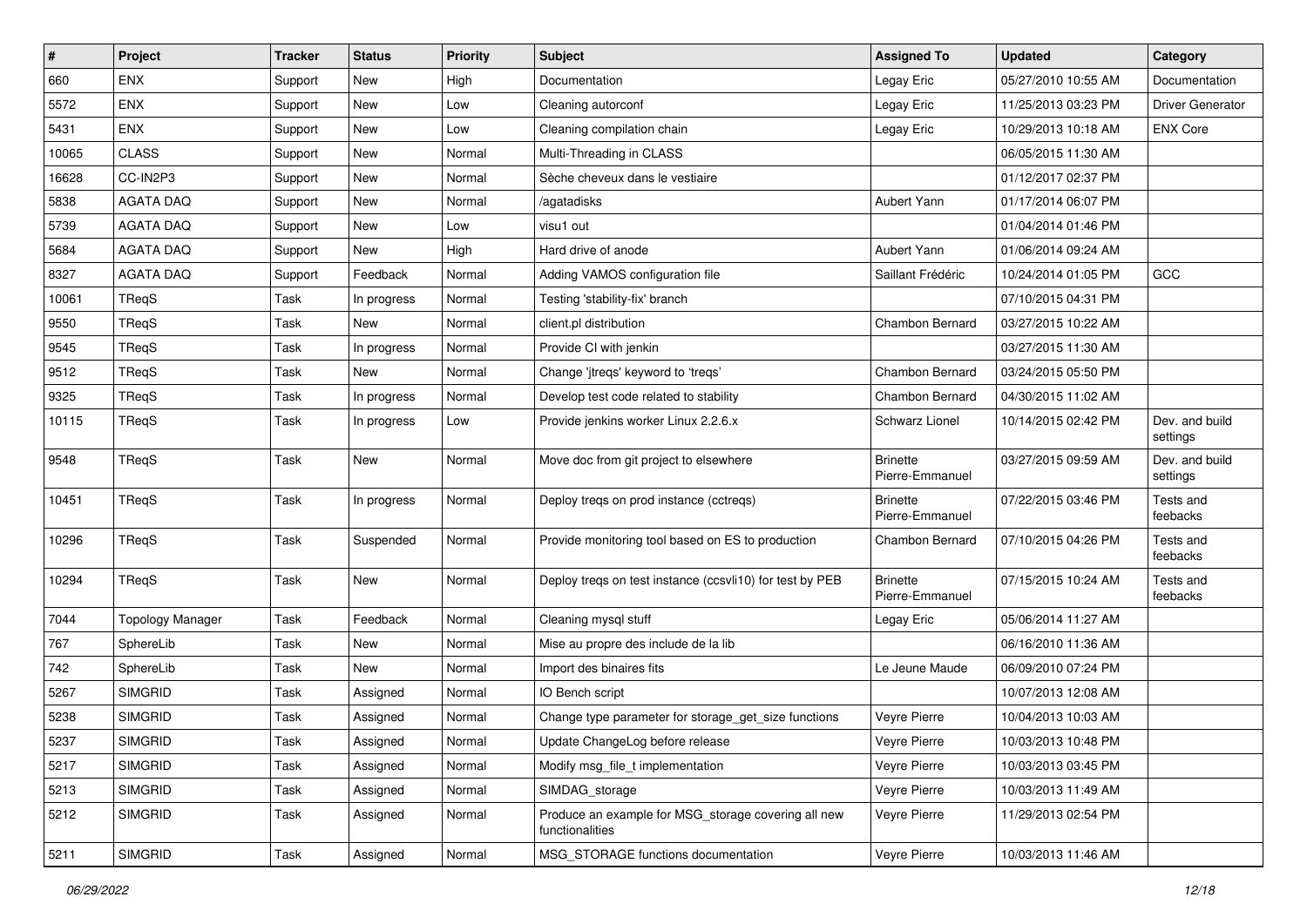| # | Project | Tracker | Status | Priority | Subject | Assigned To | Updated | Category |
|---|---|---|---|---|---|---|---|---|
| 660 | ENX | Support | New | High | Documentation | Legay Eric | 05/27/2010 10:55 AM | Documentation |
| 5572 | ENX | Support | New | Low | Cleaning autorconf | Legay Eric | 11/25/2013 03:23 PM | Driver Generator |
| 5431 | ENX | Support | New | Low | Cleaning compilation chain | Legay Eric | 10/29/2013 10:18 AM | ENX Core |
| 10065 | CLASS | Support | New | Normal | Multi-Threading in CLASS | | 06/05/2015 11:30 AM | |
| 16628 | CC-IN2P3 | Support | New | Normal | Sèche cheveux dans le vestiaire | | 01/12/2017 02:37 PM | |
| 5838 | AGATA DAQ | Support | New | Normal | /agatadisks | Aubert Yann | 01/17/2014 06:07 PM | |
| 5739 | AGATA DAQ | Support | New | Low | visu1 out | | 01/04/2014 01:46 PM | |
| 5684 | AGATA DAQ | Support | New | High | Hard drive of anode | Aubert Yann | 01/06/2014 09:24 AM | |
| 8327 | AGATA DAQ | Support | Feedback | Normal | Adding VAMOS configuration file | Saillant Frédéric | 10/24/2014 01:05 PM | GCC |
| 10061 | TReqS | Task | In progress | Normal | Testing 'stability-fix' branch | | 07/10/2015 04:31 PM | |
| 9550 | TReqS | Task | New | Normal | client.pl distribution | Chambon Bernard | 03/27/2015 10:22 AM | |
| 9545 | TReqS | Task | In progress | Normal | Provide CI with jenkin | | 03/27/2015 11:30 AM | |
| 9512 | TReqS | Task | New | Normal | Change 'jtreqs' keyword to 'treqs' | Chambon Bernard | 03/24/2015 05:50 PM | |
| 9325 | TReqS | Task | In progress | Normal | Develop test code related to stability | Chambon Bernard | 04/30/2015 11:02 AM | |
| 10115 | TReqS | Task | In progress | Low | Provide jenkins worker Linux 2.2.6.x | Schwarz Lionel | 10/14/2015 02:42 PM | Dev. and build settings |
| 9548 | TReqS | Task | New | Normal | Move doc from git project to elsewhere | Brinette Pierre-Emmanuel | 03/27/2015 09:59 AM | Dev. and build settings |
| 10451 | TReqS | Task | In progress | Normal | Deploy treqs on prod instance (cctreqs) | Brinette Pierre-Emmanuel | 07/22/2015 03:46 PM | Tests and feebacks |
| 10296 | TReqS | Task | Suspended | Normal | Provide monitoring tool based on ES to production | Chambon Bernard | 07/10/2015 04:26 PM | Tests and feebacks |
| 10294 | TReqS | Task | New | Normal | Deploy treqs on test instance (ccsvli10) for test by PEB | Brinette Pierre-Emmanuel | 07/15/2015 10:24 AM | Tests and feebacks |
| 7044 | Topology Manager | Task | Feedback | Normal | Cleaning mysql stuff | Legay Eric | 05/06/2014 11:27 AM | |
| 767 | SphereLib | Task | New | Normal | Mise au propre des include de la lib | | 06/16/2010 11:36 AM | |
| 742 | SphereLib | Task | New | Normal | Import des binaires fits | Le Jeune Maude | 06/09/2010 07:24 PM | |
| 5267 | SIMGRID | Task | Assigned | Normal | IO Bench script | | 10/07/2013 12:08 AM | |
| 5238 | SIMGRID | Task | Assigned | Normal | Change type parameter for storage_get_size functions | Veyre Pierre | 10/04/2013 10:03 AM | |
| 5237 | SIMGRID | Task | Assigned | Normal | Update ChangeLog before release | Veyre Pierre | 10/03/2013 10:48 PM | |
| 5217 | SIMGRID | Task | Assigned | Normal | Modify msg_file_t implementation | Veyre Pierre | 10/03/2013 03:45 PM | |
| 5213 | SIMGRID | Task | Assigned | Normal | SIMDAG_storage | Veyre Pierre | 10/03/2013 11:49 AM | |
| 5212 | SIMGRID | Task | Assigned | Normal | Produce an example for MSG_storage covering all new functionalities | Veyre Pierre | 11/29/2013 02:54 PM | |
| 5211 | SIMGRID | Task | Assigned | Normal | MSG_STORAGE functions documentation | Veyre Pierre | 10/03/2013 11:46 AM | |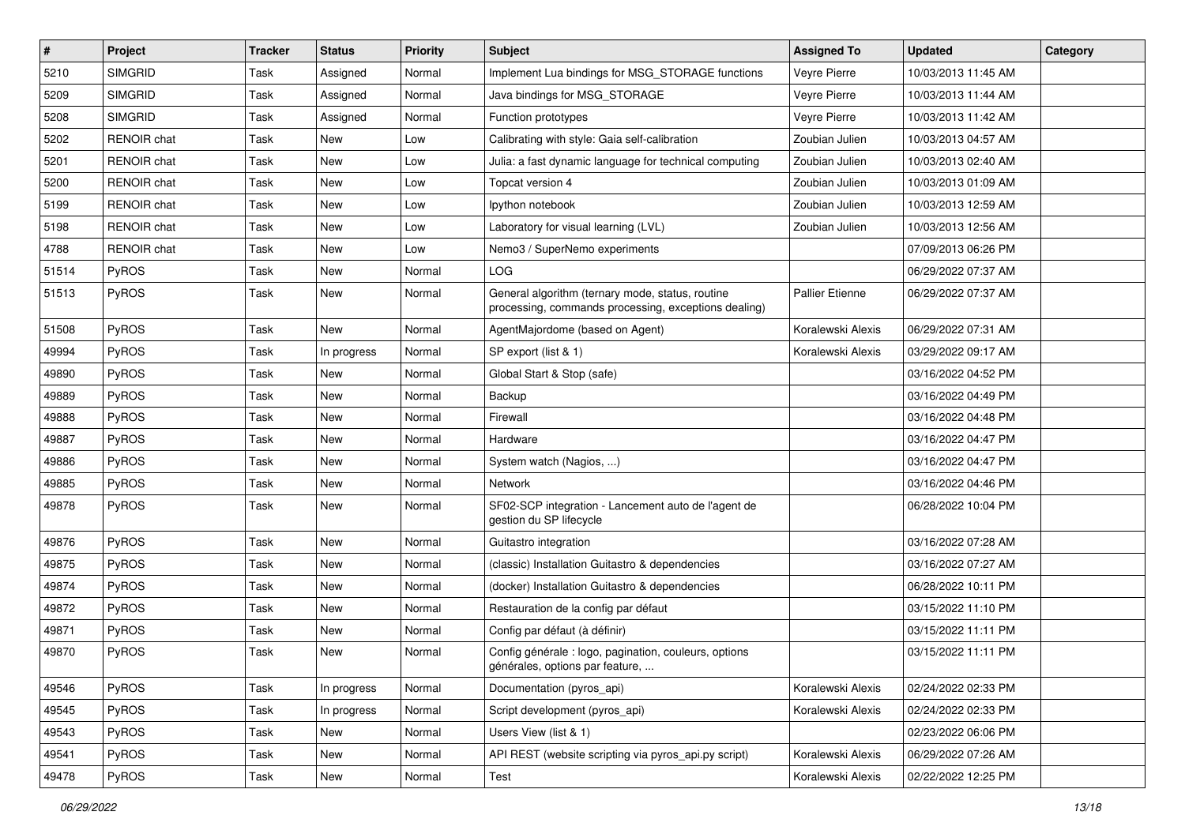| # | Project | Tracker | Status | Priority | Subject | Assigned To | Updated | Category |
|---|---|---|---|---|---|---|---|---|
| 5210 | SIMGRID | Task | Assigned | Normal | Implement Lua bindings for MSG_STORAGE functions | Veyre Pierre | 10/03/2013 11:45 AM | |
| 5209 | SIMGRID | Task | Assigned | Normal | Java bindings for MSG_STORAGE | Veyre Pierre | 10/03/2013 11:44 AM | |
| 5208 | SIMGRID | Task | Assigned | Normal | Function prototypes | Veyre Pierre | 10/03/2013 11:42 AM | |
| 5202 | RENOIR chat | Task | New | Low | Calibrating with style: Gaia self-calibration | Zoubian Julien | 10/03/2013 04:57 AM | |
| 5201 | RENOIR chat | Task | New | Low | Julia: a fast dynamic language for technical computing | Zoubian Julien | 10/03/2013 02:40 AM | |
| 5200 | RENOIR chat | Task | New | Low | Topcat version 4 | Zoubian Julien | 10/03/2013 01:09 AM | |
| 5199 | RENOIR chat | Task | New | Low | Ipython notebook | Zoubian Julien | 10/03/2013 12:59 AM | |
| 5198 | RENOIR chat | Task | New | Low | Laboratory for visual learning (LVL) | Zoubian Julien | 10/03/2013 12:56 AM | |
| 4788 | RENOIR chat | Task | New | Low | Nemo3 / SuperNemo experiments | | 07/09/2013 06:26 PM | |
| 51514 | PyROS | Task | New | Normal | LOG | | 06/29/2022 07:37 AM | |
| 51513 | PyROS | Task | New | Normal | General algorithm (ternary mode, status, routine processing, commands processing, exceptions dealing) | Pallier Etienne | 06/29/2022 07:37 AM | |
| 51508 | PyROS | Task | New | Normal | AgentMajordome (based on Agent) | Koralewski Alexis | 06/29/2022 07:31 AM | |
| 49994 | PyROS | Task | In progress | Normal | SP export (list & 1) | Koralewski Alexis | 03/29/2022 09:17 AM | |
| 49890 | PyROS | Task | New | Normal | Global Start & Stop (safe) | | 03/16/2022 04:52 PM | |
| 49889 | PyROS | Task | New | Normal | Backup | | 03/16/2022 04:49 PM | |
| 49888 | PyROS | Task | New | Normal | Firewall | | 03/16/2022 04:48 PM | |
| 49887 | PyROS | Task | New | Normal | Hardware | | 03/16/2022 04:47 PM | |
| 49886 | PyROS | Task | New | Normal | System watch (Nagios, ...) | | 03/16/2022 04:47 PM | |
| 49885 | PyROS | Task | New | Normal | Network | | 03/16/2022 04:46 PM | |
| 49878 | PyROS | Task | New | Normal | SF02-SCP integration - Lancement auto de l'agent de gestion du SP lifecycle | | 06/28/2022 10:04 PM | |
| 49876 | PyROS | Task | New | Normal | Guitastro integration | | 03/16/2022 07:28 AM | |
| 49875 | PyROS | Task | New | Normal | (classic) Installation Guitastro & dependencies | | 03/16/2022 07:27 AM | |
| 49874 | PyROS | Task | New | Normal | (docker) Installation Guitastro & dependencies | | 06/28/2022 10:11 PM | |
| 49872 | PyROS | Task | New | Normal | Restauration de la config par défaut | | 03/15/2022 11:10 PM | |
| 49871 | PyROS | Task | New | Normal | Config par défaut (à définir) | | 03/15/2022 11:11 PM | |
| 49870 | PyROS | Task | New | Normal | Config générale : logo, pagination, couleurs, options générales, options par feature, ... | | 03/15/2022 11:11 PM | |
| 49546 | PyROS | Task | In progress | Normal | Documentation (pyros_api) | Koralewski Alexis | 02/24/2022 02:33 PM | |
| 49545 | PyROS | Task | In progress | Normal | Script development (pyros_api) | Koralewski Alexis | 02/24/2022 02:33 PM | |
| 49543 | PyROS | Task | New | Normal | Users View (list & 1) | | 02/23/2022 06:06 PM | |
| 49541 | PyROS | Task | New | Normal | API REST (website scripting via pyros_api.py script) | Koralewski Alexis | 06/29/2022 07:26 AM | |
| 49478 | PyROS | Task | New | Normal | Test | Koralewski Alexis | 02/22/2022 12:25 PM | |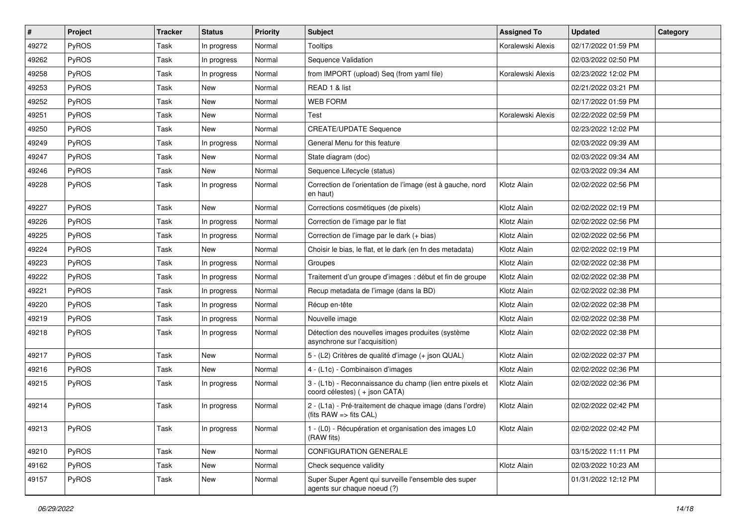| # | Project | Tracker | Status | Priority | Subject | Assigned To | Updated | Category |
|---|---|---|---|---|---|---|---|---|
| 49272 | PyROS | Task | In progress | Normal | Tooltips | Koralewski Alexis | 02/17/2022 01:59 PM | |
| 49262 | PyROS | Task | In progress | Normal | Sequence Validation | | 02/03/2022 02:50 PM | |
| 49258 | PyROS | Task | In progress | Normal | from IMPORT (upload) Seq (from yaml file) | Koralewski Alexis | 02/23/2022 12:02 PM | |
| 49253 | PyROS | Task | New | Normal | READ 1 & list | | 02/21/2022 03:21 PM | |
| 49252 | PyROS | Task | New | Normal | WEB FORM | | 02/17/2022 01:59 PM | |
| 49251 | PyROS | Task | New | Normal | Test | Koralewski Alexis | 02/22/2022 02:59 PM | |
| 49250 | PyROS | Task | New | Normal | CREATE/UPDATE Sequence | | 02/23/2022 12:02 PM | |
| 49249 | PyROS | Task | In progress | Normal | General Menu for this feature | | 02/03/2022 09:39 AM | |
| 49247 | PyROS | Task | New | Normal | State diagram (doc) | | 02/03/2022 09:34 AM | |
| 49246 | PyROS | Task | New | Normal | Sequence Lifecycle (status) | | 02/03/2022 09:34 AM | |
| 49228 | PyROS | Task | In progress | Normal | Correction de l'orientation de l'image (est à gauche, nord en haut) | Klotz Alain | 02/02/2022 02:56 PM | |
| 49227 | PyROS | Task | New | Normal | Corrections cosmétiques (de pixels) | Klotz Alain | 02/02/2022 02:19 PM | |
| 49226 | PyROS | Task | In progress | Normal | Correction de l'image par le flat | Klotz Alain | 02/02/2022 02:56 PM | |
| 49225 | PyROS | Task | In progress | Normal | Correction de l'image par le dark (+ bias) | Klotz Alain | 02/02/2022 02:56 PM | |
| 49224 | PyROS | Task | New | Normal | Choisir le bias, le flat, et le dark (en fn des metadata) | Klotz Alain | 02/02/2022 02:19 PM | |
| 49223 | PyROS | Task | In progress | Normal | Groupes | Klotz Alain | 02/02/2022 02:38 PM | |
| 49222 | PyROS | Task | In progress | Normal | Traitement d'un groupe d'images : début et fin de groupe | Klotz Alain | 02/02/2022 02:38 PM | |
| 49221 | PyROS | Task | In progress | Normal | Recup metadata de l'image (dans la BD) | Klotz Alain | 02/02/2022 02:38 PM | |
| 49220 | PyROS | Task | In progress | Normal | Récup en-tête | Klotz Alain | 02/02/2022 02:38 PM | |
| 49219 | PyROS | Task | In progress | Normal | Nouvelle image | Klotz Alain | 02/02/2022 02:38 PM | |
| 49218 | PyROS | Task | In progress | Normal | Détection des nouvelles images produites (système asynchrone sur l'acquisition) | Klotz Alain | 02/02/2022 02:38 PM | |
| 49217 | PyROS | Task | New | Normal | 5 - (L2) Critères de qualité d'image (+ json QUAL) | Klotz Alain | 02/02/2022 02:37 PM | |
| 49216 | PyROS | Task | New | Normal | 4 - (L1c) - Combinaison d'images | Klotz Alain | 02/02/2022 02:36 PM | |
| 49215 | PyROS | Task | In progress | Normal | 3 - (L1b) - Reconnaissance du champ (lien entre pixels et coord célestes) ( + json CATA) | Klotz Alain | 02/02/2022 02:36 PM | |
| 49214 | PyROS | Task | In progress | Normal | 2 - (L1a) - Pré-traitement de chaque image (dans l'ordre) (fits RAW => fits CAL) | Klotz Alain | 02/02/2022 02:42 PM | |
| 49213 | PyROS | Task | In progress | Normal | 1 - (L0) - Récupération et organisation des images L0 (RAW fits) | Klotz Alain | 02/02/2022 02:42 PM | |
| 49210 | PyROS | Task | New | Normal | CONFIGURATION GENERALE | | 03/15/2022 11:11 PM | |
| 49162 | PyROS | Task | New | Normal | Check sequence validity | Klotz Alain | 02/03/2022 10:23 AM | |
| 49157 | PyROS | Task | New | Normal | Super Super Agent qui surveille l'ensemble des super agents sur chaque noeud (?) | | 01/31/2022 12:12 PM | |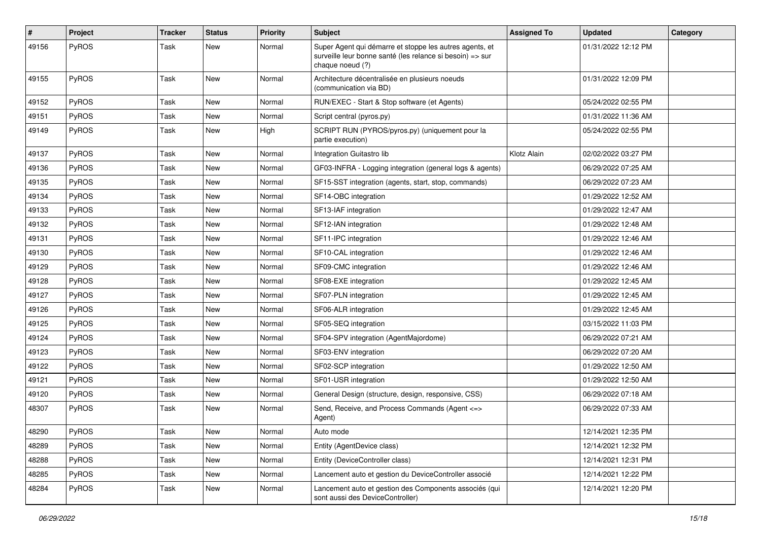| # | Project | Tracker | Status | Priority | Subject | Assigned To | Updated | Category |
|---|---|---|---|---|---|---|---|---|
| 49156 | PyROS | Task | New | Normal | Super Agent qui démarre et stoppe les autres agents, et surveille leur bonne santé (les relance si besoin) => sur chaque noeud (?) | | 01/31/2022 12:12 PM | |
| 49155 | PyROS | Task | New | Normal | Architecture décentralisée en plusieurs noeuds (communication via BD) | | 01/31/2022 12:09 PM | |
| 49152 | PyROS | Task | New | Normal | RUN/EXEC - Start & Stop software (et Agents) | | 05/24/2022 02:55 PM | |
| 49151 | PyROS | Task | New | Normal | Script central (pyros.py) | | 01/31/2022 11:36 AM | |
| 49149 | PyROS | Task | New | High | SCRIPT RUN (PYROS/pyros.py) (uniquement pour la partie execution) | | 05/24/2022 02:55 PM | |
| 49137 | PyROS | Task | New | Normal | Integration Guitastro lib | Klotz Alain | 02/02/2022 03:27 PM | |
| 49136 | PyROS | Task | New | Normal | GF03-INFRA - Logging integration (general logs & agents) | | 06/29/2022 07:25 AM | |
| 49135 | PyROS | Task | New | Normal | SF15-SST integration (agents, start, stop, commands) | | 06/29/2022 07:23 AM | |
| 49134 | PyROS | Task | New | Normal | SF14-OBC integration | | 01/29/2022 12:52 AM | |
| 49133 | PyROS | Task | New | Normal | SF13-IAF integration | | 01/29/2022 12:47 AM | |
| 49132 | PyROS | Task | New | Normal | SF12-IAN integration | | 01/29/2022 12:48 AM | |
| 49131 | PyROS | Task | New | Normal | SF11-IPC integration | | 01/29/2022 12:46 AM | |
| 49130 | PyROS | Task | New | Normal | SF10-CAL integration | | 01/29/2022 12:46 AM | |
| 49129 | PyROS | Task | New | Normal | SF09-CMC integration | | 01/29/2022 12:46 AM | |
| 49128 | PyROS | Task | New | Normal | SF08-EXE integration | | 01/29/2022 12:45 AM | |
| 49127 | PyROS | Task | New | Normal | SF07-PLN integration | | 01/29/2022 12:45 AM | |
| 49126 | PyROS | Task | New | Normal | SF06-ALR integration | | 01/29/2022 12:45 AM | |
| 49125 | PyROS | Task | New | Normal | SF05-SEQ integration | | 03/15/2022 11:03 PM | |
| 49124 | PyROS | Task | New | Normal | SF04-SPV integration (AgentMajordome) | | 06/29/2022 07:21 AM | |
| 49123 | PyROS | Task | New | Normal | SF03-ENV integration | | 06/29/2022 07:20 AM | |
| 49122 | PyROS | Task | New | Normal | SF02-SCP integration | | 01/29/2022 12:50 AM | |
| 49121 | PyROS | Task | New | Normal | SF01-USR integration | | 01/29/2022 12:50 AM | |
| 49120 | PyROS | Task | New | Normal | General Design (structure, design, responsive, CSS) | | 06/29/2022 07:18 AM | |
| 48307 | PyROS | Task | New | Normal | Send, Receive, and Process Commands (Agent <=> Agent) | | 06/29/2022 07:33 AM | |
| 48290 | PyROS | Task | New | Normal | Auto mode | | 12/14/2021 12:35 PM | |
| 48289 | PyROS | Task | New | Normal | Entity (AgentDevice class) | | 12/14/2021 12:32 PM | |
| 48288 | PyROS | Task | New | Normal | Entity (DeviceController class) | | 12/14/2021 12:31 PM | |
| 48285 | PyROS | Task | New | Normal | Lancement auto et gestion du DeviceController associé | | 12/14/2021 12:22 PM | |
| 48284 | PyROS | Task | New | Normal | Lancement auto et gestion des Components associés (qui sont aussi des DeviceController) | | 12/14/2021 12:20 PM | |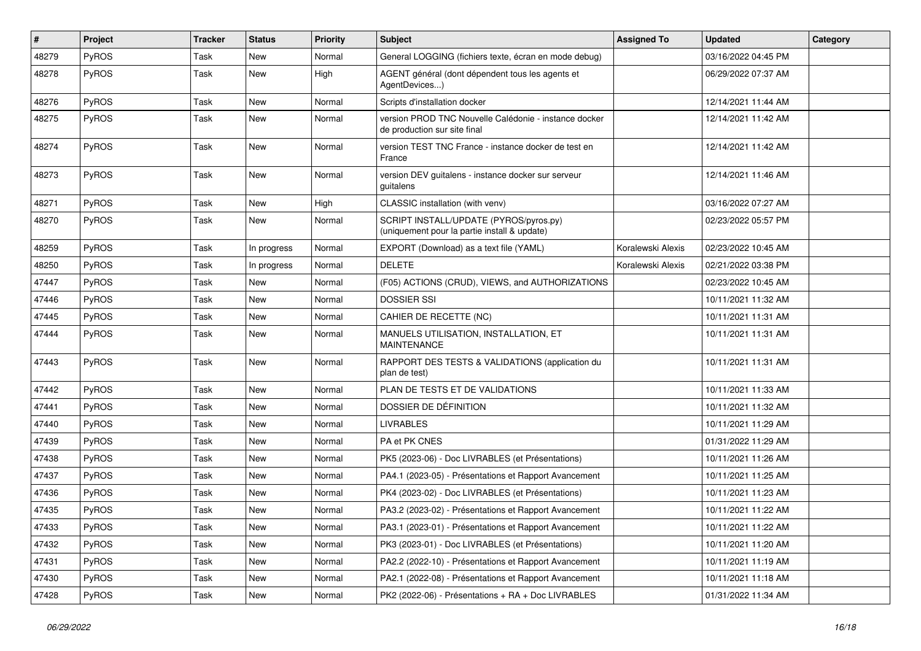| # | Project | Tracker | Status | Priority | Subject | Assigned To | Updated | Category |
|---|---|---|---|---|---|---|---|---|
| 48279 | PyROS | Task | New | Normal | General LOGGING (fichiers texte, écran en mode debug) | | 03/16/2022 04:45 PM | |
| 48278 | PyROS | Task | New | High | AGENT général (dont dépendent tous les agents et AgentDevices...) | | 06/29/2022 07:37 AM | |
| 48276 | PyROS | Task | New | Normal | Scripts d'installation docker | | 12/14/2021 11:44 AM | |
| 48275 | PyROS | Task | New | Normal | version PROD TNC Nouvelle Calédonie - instance docker de production sur site final | | 12/14/2021 11:42 AM | |
| 48274 | PyROS | Task | New | Normal | version TEST TNC France - instance docker de test en France | | 12/14/2021 11:42 AM | |
| 48273 | PyROS | Task | New | Normal | version DEV guitalens - instance docker sur serveur guitalens | | 12/14/2021 11:46 AM | |
| 48271 | PyROS | Task | New | High | CLASSIC installation (with venv) | | 03/16/2022 07:27 AM | |
| 48270 | PyROS | Task | New | Normal | SCRIPT INSTALL/UPDATE (PYROS/pyros.py) (uniquement pour la partie install & update) | | 02/23/2022 05:57 PM | |
| 48259 | PyROS | Task | In progress | Normal | EXPORT (Download) as a text file (YAML) | Koralewski Alexis | 02/23/2022 10:45 AM | |
| 48250 | PyROS | Task | In progress | Normal | DELETE | Koralewski Alexis | 02/21/2022 03:38 PM | |
| 47447 | PyROS | Task | New | Normal | (F05) ACTIONS (CRUD), VIEWS, and AUTHORIZATIONS | | 02/23/2022 10:45 AM | |
| 47446 | PyROS | Task | New | Normal | DOSSIER SSI | | 10/11/2021 11:32 AM | |
| 47445 | PyROS | Task | New | Normal | CAHIER DE RECETTE (NC) | | 10/11/2021 11:31 AM | |
| 47444 | PyROS | Task | New | Normal | MANUELS UTILISATION, INSTALLATION, ET MAINTENANCE | | 10/11/2021 11:31 AM | |
| 47443 | PyROS | Task | New | Normal | RAPPORT DES TESTS & VALIDATIONS (application du plan de test) | | 10/11/2021 11:31 AM | |
| 47442 | PyROS | Task | New | Normal | PLAN DE TESTS ET DE VALIDATIONS | | 10/11/2021 11:33 AM | |
| 47441 | PyROS | Task | New | Normal | DOSSIER DE DÉFINITION | | 10/11/2021 11:32 AM | |
| 47440 | PyROS | Task | New | Normal | LIVRABLES | | 10/11/2021 11:29 AM | |
| 47439 | PyROS | Task | New | Normal | PA et PK CNES | | 01/31/2022 11:29 AM | |
| 47438 | PyROS | Task | New | Normal | PK5 (2023-06) - Doc LIVRABLES (et Présentations) | | 10/11/2021 11:26 AM | |
| 47437 | PyROS | Task | New | Normal | PA4.1 (2023-05) - Présentations et Rapport Avancement | | 10/11/2021 11:25 AM | |
| 47436 | PyROS | Task | New | Normal | PK4 (2023-02) - Doc LIVRABLES (et Présentations) | | 10/11/2021 11:23 AM | |
| 47435 | PyROS | Task | New | Normal | PA3.2 (2023-02) - Présentations et Rapport Avancement | | 10/11/2021 11:22 AM | |
| 47433 | PyROS | Task | New | Normal | PA3.1 (2023-01) - Présentations et Rapport Avancement | | 10/11/2021 11:22 AM | |
| 47432 | PyROS | Task | New | Normal | PK3 (2023-01) - Doc LIVRABLES (et Présentations) | | 10/11/2021 11:20 AM | |
| 47431 | PyROS | Task | New | Normal | PA2.2 (2022-10) - Présentations et Rapport Avancement | | 10/11/2021 11:19 AM | |
| 47430 | PyROS | Task | New | Normal | PA2.1 (2022-08) - Présentations et Rapport Avancement | | 10/11/2021 11:18 AM | |
| 47428 | PyROS | Task | New | Normal | PK2 (2022-06) - Présentations + RA + Doc LIVRABLES | | 01/31/2022 11:34 AM | |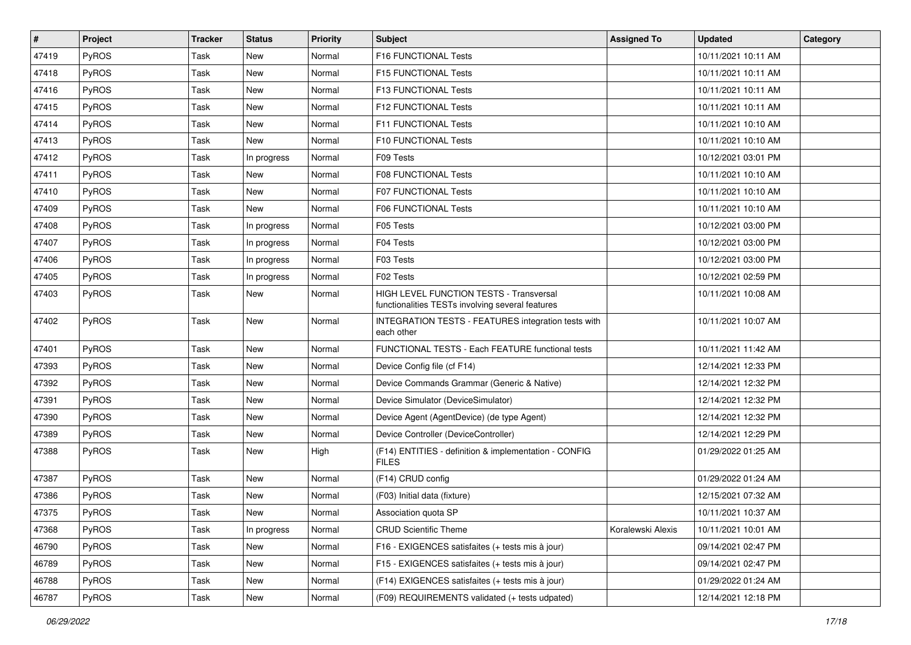| # | Project | Tracker | Status | Priority | Subject | Assigned To | Updated | Category |
|---|---|---|---|---|---|---|---|---|
| 47419 | PyROS | Task | New | Normal | F16 FUNCTIONAL Tests | | 10/11/2021 10:11 AM | |
| 47418 | PyROS | Task | New | Normal | F15 FUNCTIONAL Tests | | 10/11/2021 10:11 AM | |
| 47416 | PyROS | Task | New | Normal | F13 FUNCTIONAL Tests | | 10/11/2021 10:11 AM | |
| 47415 | PyROS | Task | New | Normal | F12 FUNCTIONAL Tests | | 10/11/2021 10:11 AM | |
| 47414 | PyROS | Task | New | Normal | F11 FUNCTIONAL Tests | | 10/11/2021 10:10 AM | |
| 47413 | PyROS | Task | New | Normal | F10 FUNCTIONAL Tests | | 10/11/2021 10:10 AM | |
| 47412 | PyROS | Task | In progress | Normal | F09 Tests | | 10/12/2021 03:01 PM | |
| 47411 | PyROS | Task | New | Normal | F08 FUNCTIONAL Tests | | 10/11/2021 10:10 AM | |
| 47410 | PyROS | Task | New | Normal | F07 FUNCTIONAL Tests | | 10/11/2021 10:10 AM | |
| 47409 | PyROS | Task | New | Normal | F06 FUNCTIONAL Tests | | 10/11/2021 10:10 AM | |
| 47408 | PyROS | Task | In progress | Normal | F05 Tests | | 10/12/2021 03:00 PM | |
| 47407 | PyROS | Task | In progress | Normal | F04 Tests | | 10/12/2021 03:00 PM | |
| 47406 | PyROS | Task | In progress | Normal | F03 Tests | | 10/12/2021 03:00 PM | |
| 47405 | PyROS | Task | In progress | Normal | F02 Tests | | 10/12/2021 02:59 PM | |
| 47403 | PyROS | Task | New | Normal | HIGH LEVEL FUNCTION TESTS - Transversal functionalities TESTs involving several features | | 10/11/2021 10:08 AM | |
| 47402 | PyROS | Task | New | Normal | INTEGRATION TESTS - FEATURES integration tests with each other | | 10/11/2021 10:07 AM | |
| 47401 | PyROS | Task | New | Normal | FUNCTIONAL TESTS - Each FEATURE functional tests | | 10/11/2021 11:42 AM | |
| 47393 | PyROS | Task | New | Normal | Device Config file (cf F14) | | 12/14/2021 12:33 PM | |
| 47392 | PyROS | Task | New | Normal | Device Commands Grammar (Generic & Native) | | 12/14/2021 12:32 PM | |
| 47391 | PyROS | Task | New | Normal | Device Simulator (DeviceSimulator) | | 12/14/2021 12:32 PM | |
| 47390 | PyROS | Task | New | Normal | Device Agent (AgentDevice) (de type Agent) | | 12/14/2021 12:32 PM | |
| 47389 | PyROS | Task | New | Normal | Device Controller (DeviceController) | | 12/14/2021 12:29 PM | |
| 47388 | PyROS | Task | New | High | (F14) ENTITIES - definition & implementation - CONFIG FILES | | 01/29/2022 01:25 AM | |
| 47387 | PyROS | Task | New | Normal | (F14) CRUD config | | 01/29/2022 01:24 AM | |
| 47386 | PyROS | Task | New | Normal | (F03) Initial data (fixture) | | 12/15/2021 07:32 AM | |
| 47375 | PyROS | Task | New | Normal | Association quota SP | | 10/11/2021 10:37 AM | |
| 47368 | PyROS | Task | In progress | Normal | CRUD Scientific Theme | Koralewski Alexis | 10/11/2021 10:01 AM | |
| 46790 | PyROS | Task | New | Normal | F16 - EXIGENCES satisfaites (+ tests mis à jour) | | 09/14/2021 02:47 PM | |
| 46789 | PyROS | Task | New | Normal | F15 - EXIGENCES satisfaites (+ tests mis à jour) | | 09/14/2021 02:47 PM | |
| 46788 | PyROS | Task | New | Normal | (F14) EXIGENCES satisfaites (+ tests mis à jour) | | 01/29/2022 01:24 AM | |
| 46787 | PyROS | Task | New | Normal | (F09) REQUIREMENTS validated (+ tests udpated) | | 12/14/2021 12:18 PM | |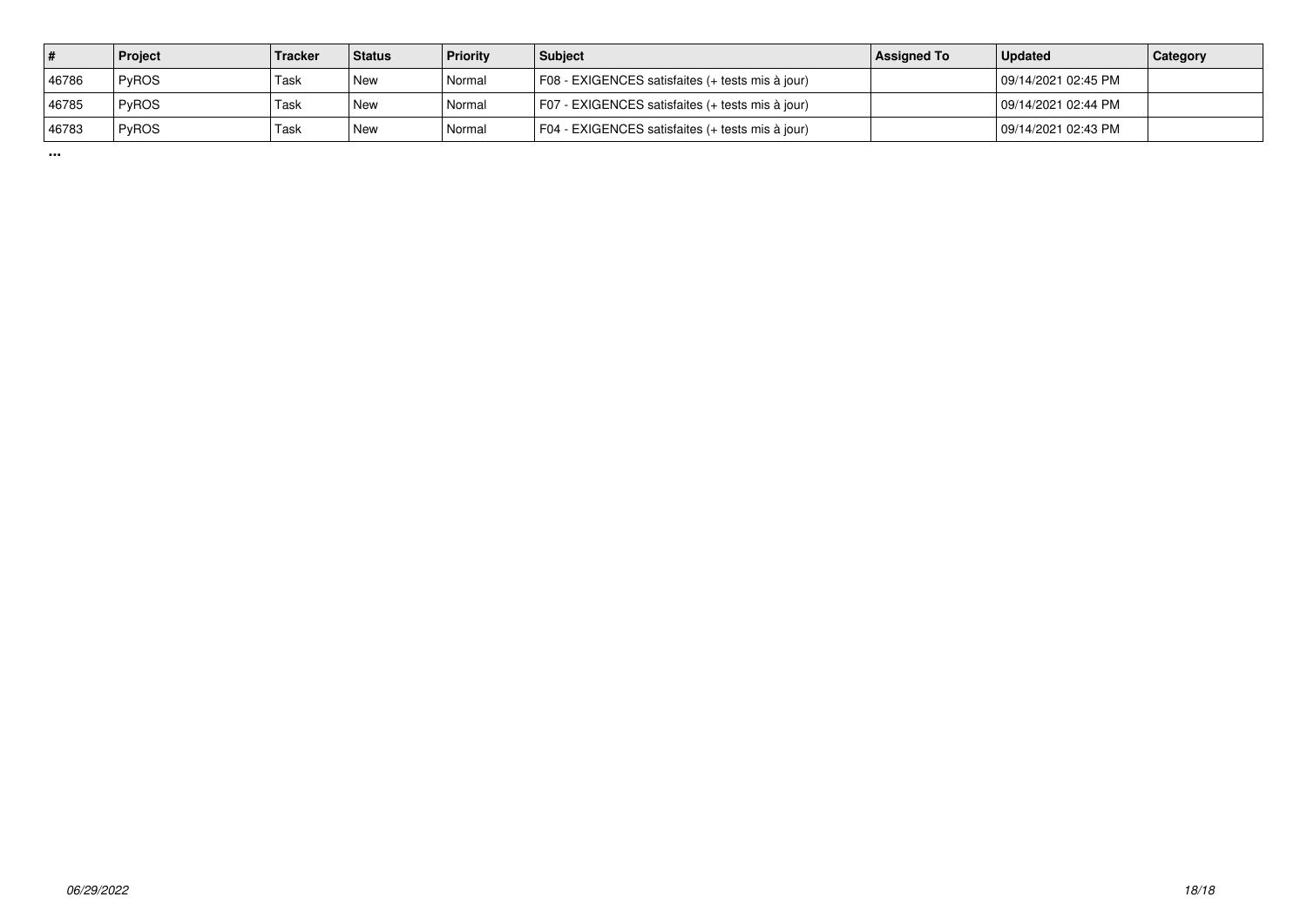| # | Project | Tracker | Status | Priority | Subject | Assigned To | Updated | Category |
|---|---|---|---|---|---|---|---|---|
| 46786 | PyROS | Task | New | Normal | F08 - EXIGENCES satisfaites (+ tests mis à jour) | | 09/14/2021 02:45 PM | |
| 46785 | PyROS | Task | New | Normal | F07 - EXIGENCES satisfaites (+ tests mis à jour) | | 09/14/2021 02:44 PM | |
| 46783 | PyROS | Task | New | Normal | F04 - EXIGENCES satisfaites (+ tests mis à jour) | | 09/14/2021 02:43 PM | |

**...**